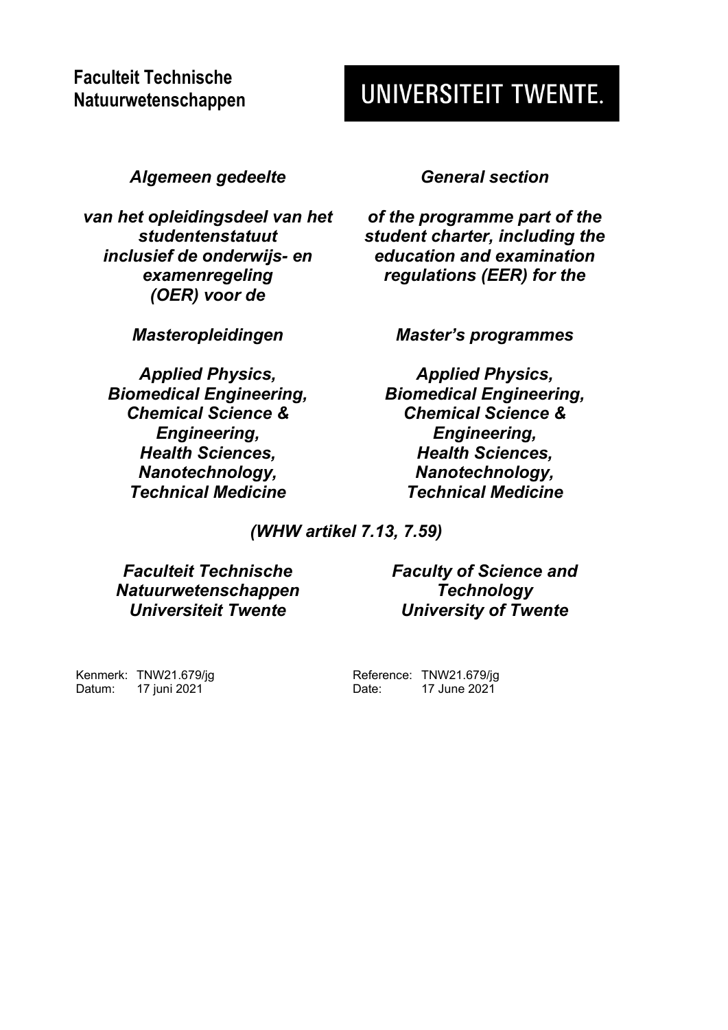**Faculteit Technische Natuurwetenschappen**

**UNIVERSITEIT TWENTE.**

***Algemeen gedeelte***

***van het opleidingsdeel van het studentenstatuut inclusief de onderwijs- en examenregeling (OER) voor de***

***Masteropleidingen***

***Applied Physics, Biomedical Engineering, Chemical Science & Engineering, Health Sciences, Nanotechnology, Technical Medicine***

***General section***

***of the programme part of the student charter, including the education and examination regulations (EER) for the***

***Master's programmes***

***Applied Physics, Biomedical Engineering, Chemical Science & Engineering, Health Sciences, Nanotechnology, Technical Medicine***

***(WHW artikel 7.13, 7.59)***

***Faculteit Technische Natuurwetenschappen Universiteit Twente***

***Faculty of Science and Technology University of Twente***

Kenmerk: TNW21.679/jg
Datum: 17 juni 2021

Reference: TNW21.679/jg
Date: 17 June 2021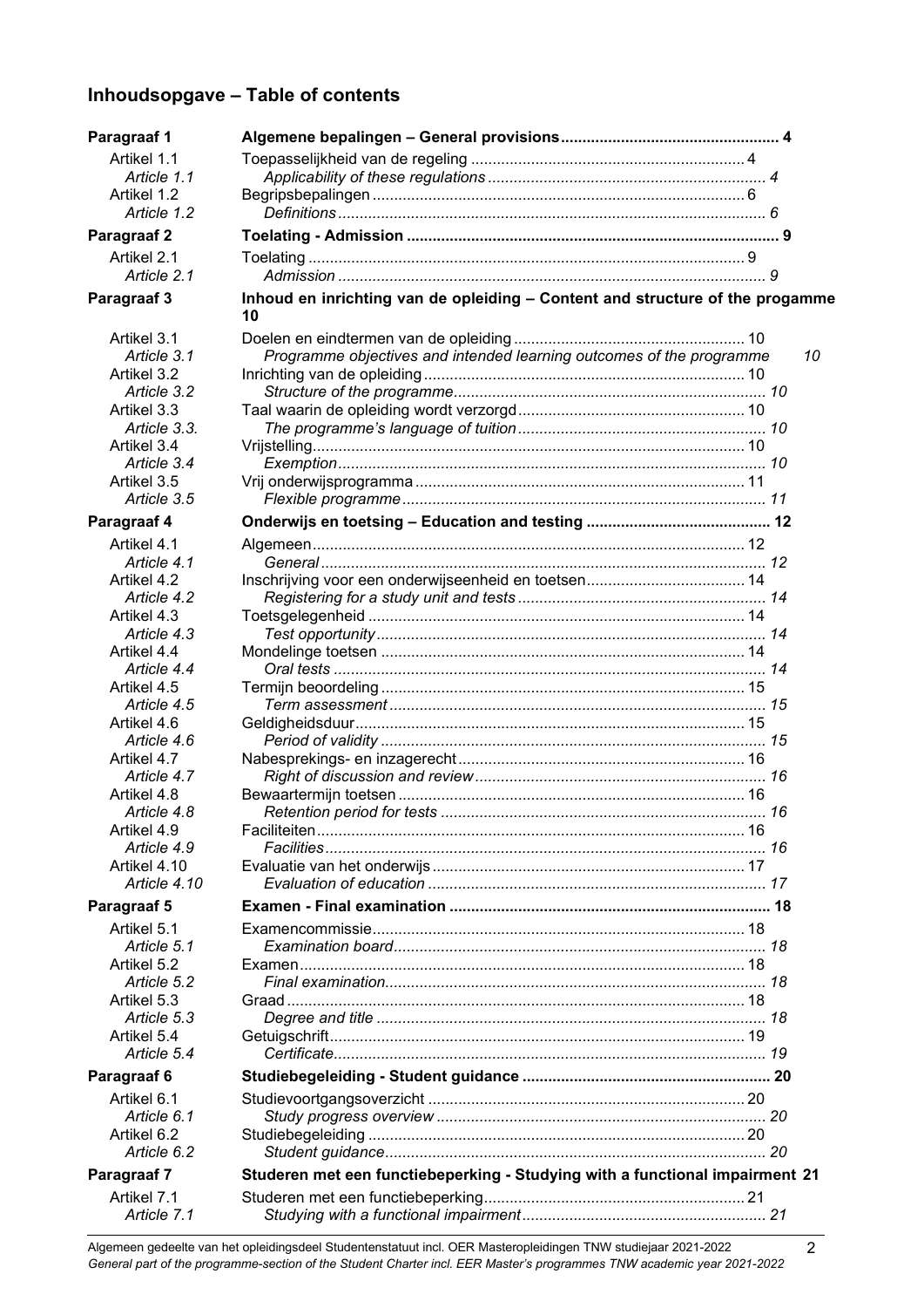## Inhoudsopgave – Table of contents

| | | |
|---|---|---|
| **Paragraaf 1** | **Algemene bepalingen – General provisions** | **4** |
| Artikel 1.1 | Toepasselijkheid van de regeling | 4 |
| *Article 1.1* | *Applicability of these regulations* | *4* |
| Artikel 1.2 | Begripsbepalingen | 6 |
| *Article 1.2* | *Definitions* | *6* |
| **Paragraaf 2** | **Toelating - Admission** | **9** |
| Artikel 2.1 | Toelating | 9 |
| *Article 2.1* | *Admission* | *9* |
| **Paragraaf 3** | **Inhoud en inrichting van de opleiding – Content and structure of the progamme** | **10** |
| Artikel 3.1 | Doelen en eindtermen van de opleiding | 10 |
| *Article 3.1* | *Programme objectives and intended learning outcomes of the programme* | *10* |
| Artikel 3.2 | Inrichting van de opleiding | 10 |
| *Article 3.2* | *Structure of the programme* | *10* |
| Artikel 3.3 | Taal waarin de opleiding wordt verzorgd | 10 |
| *Article 3.3.* | *The programme's language of tuition* | *10* |
| Artikel 3.4 | Vrijstelling | 10 |
| *Article 3.4* | *Exemption* | *10* |
| Artikel 3.5 | Vrij onderwijsprogramma | 11 |
| *Article 3.5* | *Flexible programme* | *11* |
| **Paragraaf 4** | **Onderwijs en toetsing – Education and testing** | **12** |
| Artikel 4.1 | Algemeen | 12 |
| *Article 4.1* | *General* | *12* |
| Artikel 4.2 | Inschrijving voor een onderwijseenheid en toetsen | 14 |
| *Article 4.2* | *Registering for a study unit and tests* | *14* |
| Artikel 4.3 | Toetsgelegenheid | 14 |
| *Article 4.3* | *Test opportunity* | *14* |
| Artikel 4.4 | Mondelinge toetsen | 14 |
| *Article 4.4* | *Oral tests* | *14* |
| Artikel 4.5 | Termijn beoordeling | 15 |
| *Article 4.5* | *Term assessment* | *15* |
| Artikel 4.6 | Geldigheidsduur | 15 |
| *Article 4.6* | *Period of validity* | *15* |
| Artikel 4.7 | Nabesprekings- en inzagerecht | 16 |
| *Article 4.7* | *Right of discussion and review* | *16* |
| Artikel 4.8 | Bewaartermijn toetsen | 16 |
| *Article 4.8* | *Retention period for tests* | *16* |
| Artikel 4.9 | Faciliteiten | 16 |
| *Article 4.9* | *Facilities* | *16* |
| Artikel 4.10 | Evaluatie van het onderwijs | 17 |
| *Article 4.10* | *Evaluation of education* | *17* |
| **Paragraaf 5** | **Examen - Final examination** | **18** |
| Artikel 5.1 | Examencommissie | 18 |
| *Article 5.1* | *Examination board* | *18* |
| Artikel 5.2 | Examen | 18 |
| *Article 5.2* | *Final examination* | *18* |
| Artikel 5.3 | Graad | 18 |
| *Article 5.3* | *Degree and title* | *18* |
| Artikel 5.4 | Getuigschrift | 19 |
| *Article 5.4* | *Certificate* | *19* |
| **Paragraaf 6** | **Studiebegeleiding - Student guidance** | **20** |
| Artikel 6.1 | Studievoortgangsoverzicht | 20 |
| *Article 6.1* | *Study progress overview* | *20* |
| Artikel 6.2 | Studiebegeleiding | 20 |
| *Article 6.2* | *Student guidance* | *20* |
| **Paragraaf 7** | **Studeren met een functiebeperking - Studying with a functional impairment** | **21** |
| Artikel 7.1 | Studeren met een functiebeperking | 21 |
| *Article 7.1* | *Studying with a functional impairment* | *21* |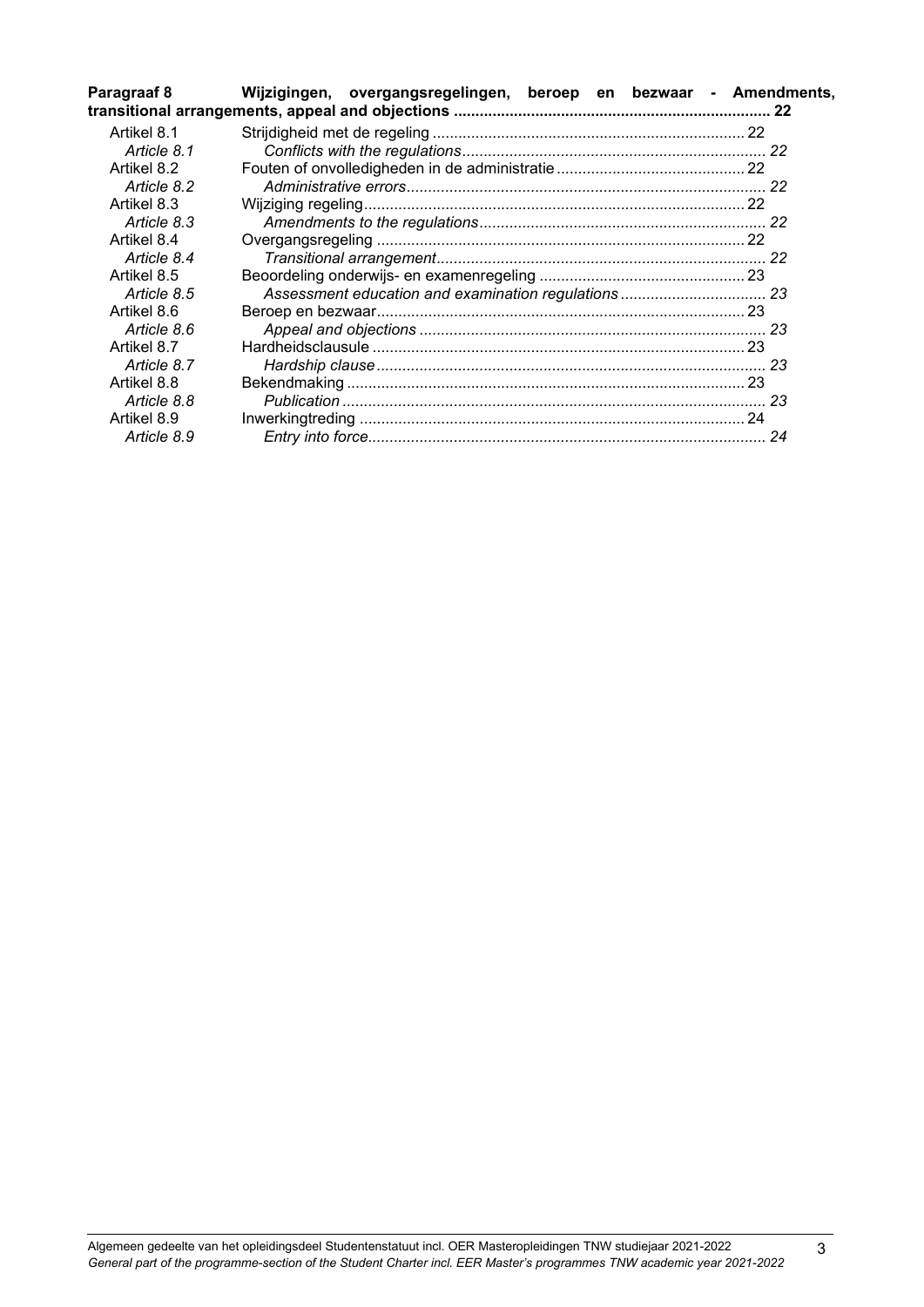**Paragraaf 8 Wijzigingen, overgangsregelingen, beroep en bezwaar - Amendments, transitional arrangements, appeal and objections ........................................................................ 22**

| | | |
|---|---|---|
| Artikel 8.1 | Strijdigheid met de regeling | 22 |
| *Article 8.1* | *Conflicts with the regulations* | *22* |
| Artikel 8.2 | Fouten of onvolledigheden in de administratie | 22 |
| *Article 8.2* | *Administrative errors* | *22* |
| Artikel 8.3 | Wijziging regeling | 22 |
| *Article 8.3* | *Amendments to the regulations* | *22* |
| Artikel 8.4 | Overgangsregeling | 22 |
| *Article 8.4* | *Transitional arrangement* | *22* |
| Artikel 8.5 | Beoordeling onderwijs- en examenregeling | 23 |
| *Article 8.5* | *Assessment education and examination regulations* | *23* |
| Artikel 8.6 | Beroep en bezwaar | 23 |
| *Article 8.6* | *Appeal and objections* | *23* |
| Artikel 8.7 | Hardheidsclausule | 23 |
| *Article 8.7* | *Hardship clause* | *23* |
| Artikel 8.8 | Bekendmaking | 23 |
| *Article 8.8* | *Publication* | *23* |
| Artikel 8.9 | Inwerkingtreding | 24 |
| *Article 8.9* | *Entry into force* | *24* |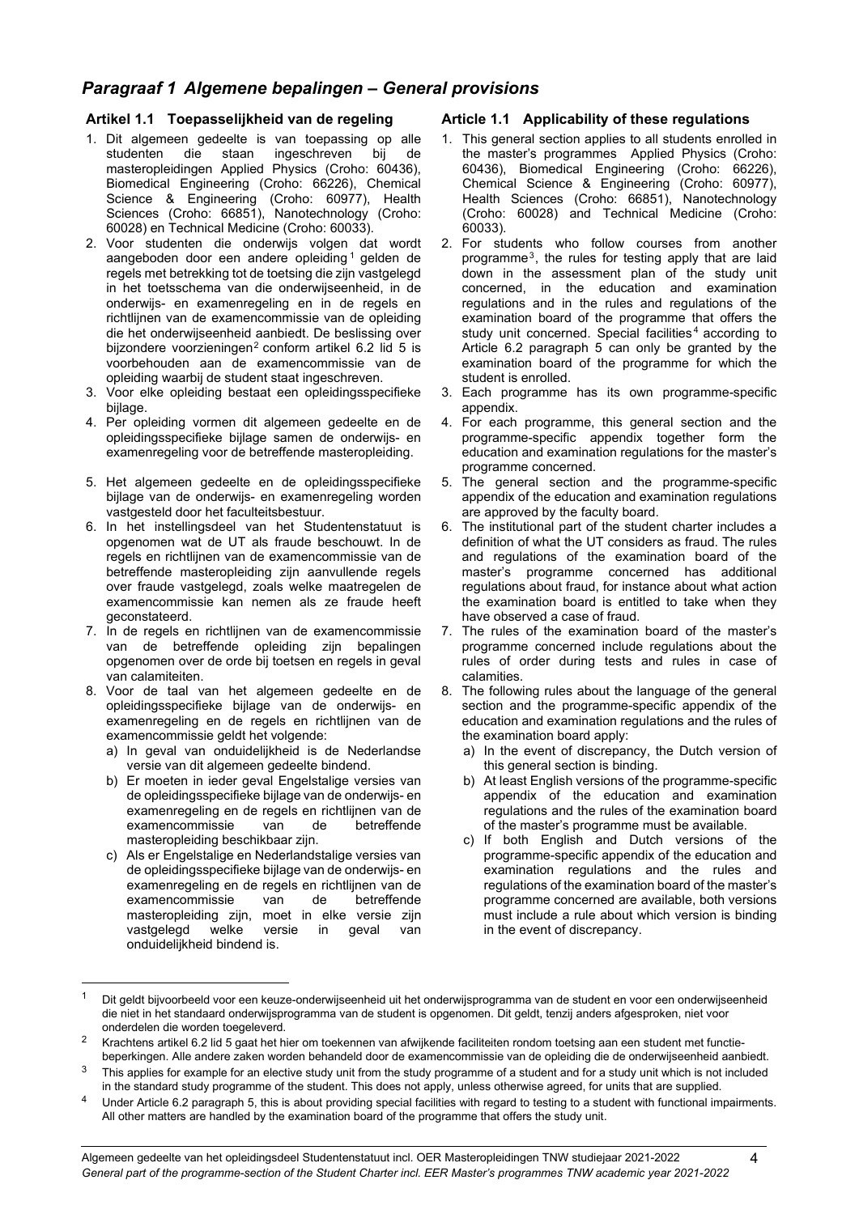## *Paragraaf 1 Algemene bepalingen – General provisions*

### Artikel 1.1 Toepasselijkheid van de regeling

1. Dit algemeen gedeelte is van toepassing op alle studenten die staan ingeschreven bij de masteropleidingen Applied Physics (Croho: 60436), Biomedical Engineering (Croho: 66226), Chemical Science & Engineering (Croho: 60977), Health Sciences (Croho: 66851), Nanotechnology (Croho: 60028) en Technical Medicine (Croho: 60033).
2. Voor studenten die onderwijs volgen dat wordt aangeboden door een andere opleiding[1] gelden de regels met betrekking tot de toetsing die zijn vastgelegd in het toetsschema van die onderwijseenheid, in de onderwijs- en examenregeling en in de regels en richtlijnen van de examencommissie van de opleiding die het onderwijseenheid aanbiedt. De beslissing over bijzondere voorzieningen[2] conform artikel 6.2 lid 5 is voorbehouden aan de examencommissie van de opleiding waarbij de student staat ingeschreven.
3. Voor elke opleiding bestaat een opleidingsspecifieke bijlage.
4. Per opleiding vormen dit algemeen gedeelte en de opleidingsspecifieke bijlage samen de onderwijs- en examenregeling voor de betreffende masteropleiding.
5. Het algemeen gedeelte en de opleidingsspecifieke bijlage van de onderwijs- en examenregeling worden vastgesteld door het faculteitsbestuur.
6. In het instellingsdeel van het Studentenstatuut is opgenomen wat de UT als fraude beschouwt. In de regels en richtlijnen van de examencommissie van de betreffende masteropleiding zijn aanvullende regels over fraude vastgelegd, zoals welke maatregelen de examencommissie kan nemen als ze fraude heeft geconstateerd.
7. In de regels en richtlijnen van de examencommissie van de betreffende opleiding zijn bepalingen opgenomen over de orde bij toetsen en regels in geval van calamiteiten.
8. Voor de taal van het algemeen gedeelte en de opleidingsspecifieke bijlage van de onderwijs- en examenregeling en de regels en richtlijnen van de examencommissie geldt het volgende:
   a) In geval van onduidelijkheid is de Nederlandse versie van dit algemeen gedeelte bindend.
   b) Er moeten in ieder geval Engelstalige versies van de opleidingsspecifieke bijlage van de onderwijs- en examenregeling en de regels en richtlijnen van de examencommissie van de betreffende masteropleiding beschikbaar zijn.
   c) Als er Engelstalige en Nederlandstalige versies van de opleidingsspecifieke bijlage van de onderwijs- en examenregeling en de regels en richtlijnen van de examencommissie van de betreffende masteropleiding zijn, moet in elke versie zijn vastgelegd welke versie in geval van onduidelijkheid bindend is.

### Article 1.1 Applicability of these regulations

1. This general section applies to all students enrolled in the master's programmes Applied Physics (Croho: 60436), Biomedical Engineering (Croho: 66226), Chemical Science & Engineering (Croho: 60977), Health Sciences (Croho: 66851), Nanotechnology (Croho: 60028) and Technical Medicine (Croho: 60033).
2. For students who follow courses from another programme[3], the rules for testing apply that are laid down in the assessment plan of the study unit concerned, in the education and examination regulations and in the rules and regulations of the examination board of the programme that offers the study unit concerned. Special facilities[4] according to Article 6.2 paragraph 5 can only be granted by the examination board of the programme for which the student is enrolled.
3. Each programme has its own programme-specific appendix.
4. For each programme, this general section and the programme-specific appendix together form the education and examination regulations for the master's programme concerned.
5. The general section and the programme-specific appendix of the education and examination regulations are approved by the faculty board.
6. The institutional part of the student charter includes a definition of what the UT considers as fraud. The rules and regulations of the examination board of the master's programme concerned has additional regulations about fraud, for instance about what action the examination board is entitled to take when they have observed a case of fraud.
7. The rules of the examination board of the master's programme concerned include regulations about the rules of order during tests and rules in case of calamities.
8. The following rules about the language of the general section and the programme-specific appendix of the education and examination regulations and the rules of the examination board apply:
   a) In the event of discrepancy, the Dutch version of this general section is binding.
   b) At least English versions of the programme-specific appendix of the education and examination regulations and the rules of the examination board of the master's programme must be available.
   c) If both English and Dutch versions of the programme-specific appendix of the education and examination regulations and the rules and regulations of the examination board of the master's programme concerned are available, both versions must include a rule about which version is binding in the event of discrepancy.

---

[1] Dit geldt bijvoorbeeld voor een keuze-onderwijseenheid uit het onderwijsprogramma van de student en voor een onderwijseenheid die niet in het standaard onderwijsprogramma van de student is opgenomen. Dit geldt, tenzij anders afgesproken, niet voor onderdelen die worden toegeleverd.

[2] Krachtens artikel 6.2 lid 5 gaat het hier om toekennen van afwijkende faciliteiten rondom toetsing aan een student met functiebeperkingen. Alle andere zaken worden behandeld door de examencommissie van de opleiding die de onderwijseenheid aanbiedt.

[3] This applies for example for an elective study unit from the study programme of a student and for a study unit which is not included in the standard study programme of the student. This does not apply, unless otherwise agreed, for units that are supplied.

[4] Under Article 6.2 paragraph 5, this is about providing special facilities with regard to testing to a student with functional impairments. All other matters are handled by the examination board of the programme that offers the study unit.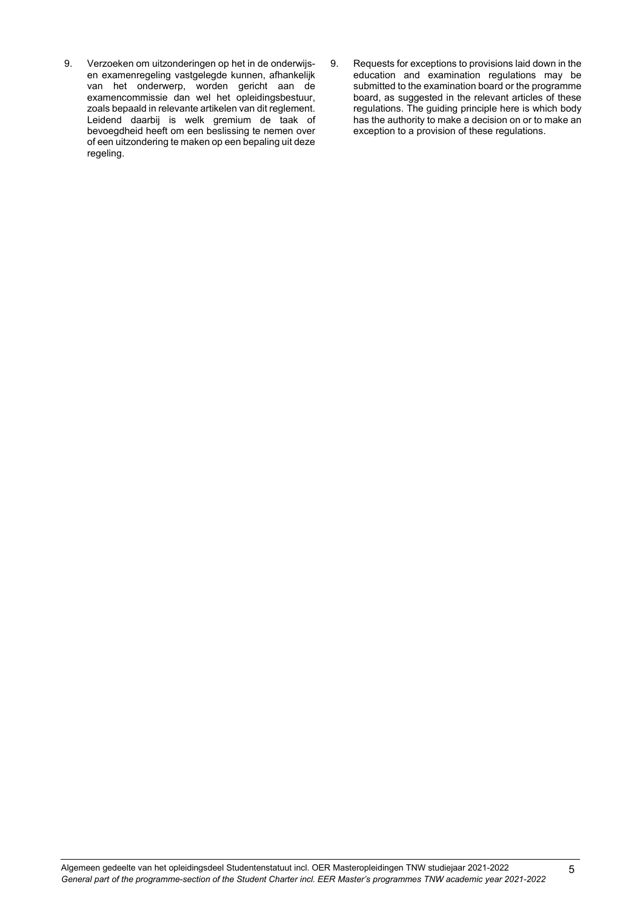9. Verzoeken om uitzonderingen op het in de onderwijs- en examenregeling vastgelegde kunnen, afhankelijk van het onderwerp, worden gericht aan de examencommissie dan wel het opleidingsbestuur, zoals bepaald in relevante artikelen van dit reglement. Leidend daarbij is welk gremium de taak of bevoegdheid heeft om een beslissing te nemen over of een uitzondering te maken op een bepaling uit deze regeling.

9. Requests for exceptions to provisions laid down in the education and examination regulations may be submitted to the examination board or the programme board, as suggested in the relevant articles of these regulations. The guiding principle here is which body has the authority to make a decision on or to make an exception to a provision of these regulations.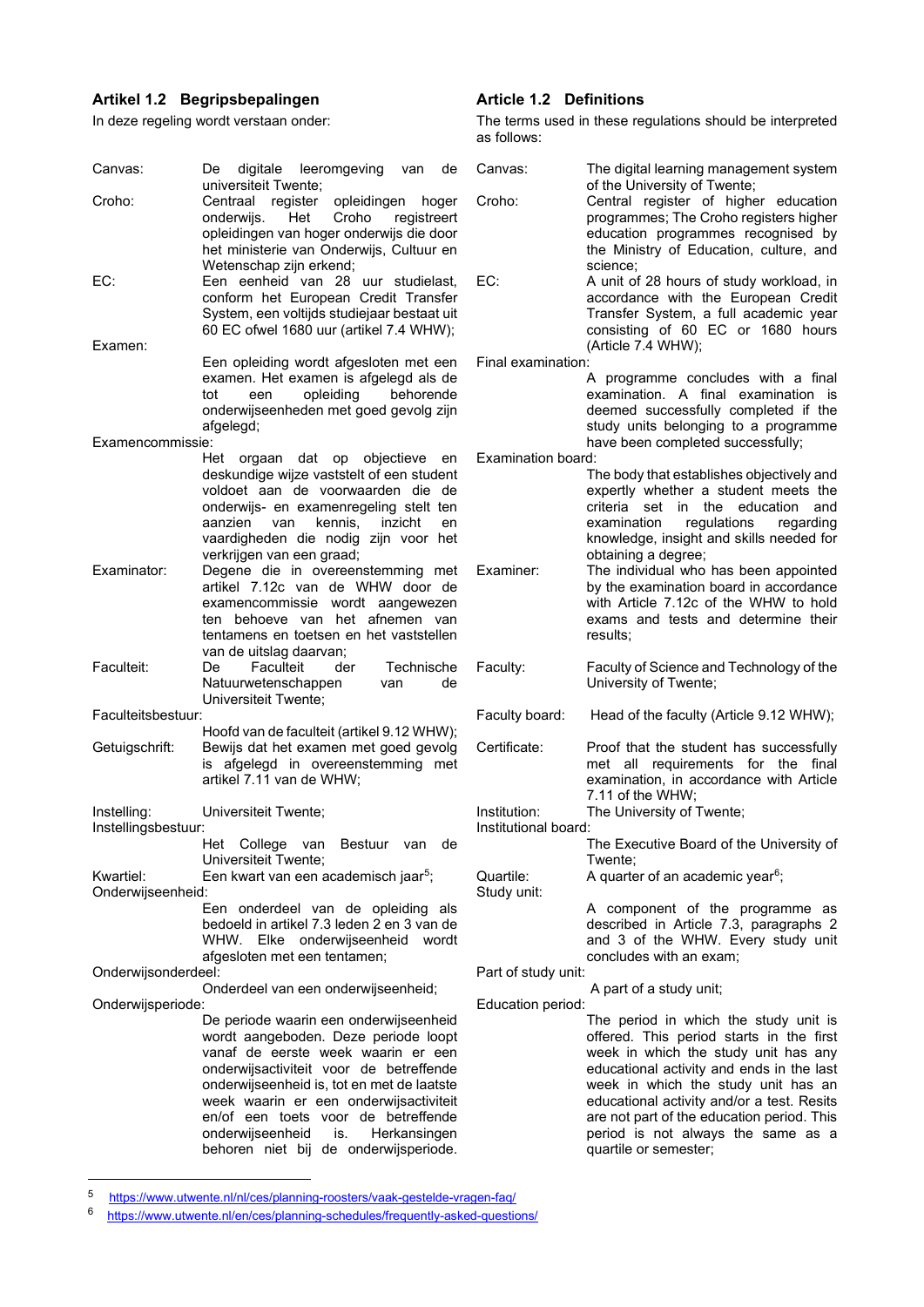## Artikel 1.2 Begripsbepalingen

In deze regeling wordt verstaan onder:

**Canvas:** De digitale leeromgeving van de universiteit Twente;

**Croho:** Centraal register opleidingen hoger onderwijs. Het Croho registreert opleidingen van hoger onderwijs die door het ministerie van Onderwijs, Cultuur en Wetenschap zijn erkend;

**EC:** Een eenheid van 28 uur studielast, conform het European Credit Transfer System, een voltijds studiejaar bestaat uit 60 EC ofwel 1680 uur (artikel 7.4 WHW);

**Examen:** Een opleiding wordt afgesloten met een examen. Het examen is afgelegd als de tot een opleiding behorende onderwijseenheden met goed gevolg zijn afgelegd;

**Examencommissie:** Het orgaan dat op objectieve en deskundige wijze vaststelt of een student voldoet aan de voorwaarden die de onderwijs- en examenregeling stelt ten aanzien van kennis, inzicht en vaardigheden die nodig zijn voor het verkrijgen van een graad;

**Examinator:** Degene die in overeenstemming met artikel 7.12c van de WHW door de examencommissie wordt aangewezen ten behoeve van het afnemen van tentamens en toetsen en het vaststellen van de uitslag daarvan;

**Faculteit:** De Faculteit der Technische Natuurwetenschappen van de Universiteit Twente;

**Faculteitsbestuur:** Hoofd van de faculteit (artikel 9.12 WHW);

**Getuigschrift:** Bewijs dat het examen met goed gevolg is afgelegd in overeenstemming met artikel 7.11 van de WHW;

**Instelling:** Universiteit Twente;

**Instellingsbestuur:** Het College van Bestuur van de Universiteit Twente;

**Kwartiel:** Een kwart van een academisch jaar[5];

**Onderwijseenheid:** Een onderdeel van de opleiding als bedoeld in artikel 7.3 leden 2 en 3 van de WHW. Elke onderwijseenheid wordt afgesloten met een tentamen;

**Onderwijsonderdeel:** Onderdeel van een onderwijseenheid;

**Onderwijsperiode:** De periode waarin een onderwijseenheid wordt aangeboden. Deze periode loopt vanaf de eerste week waarin er een onderwijsactiviteit voor de betreffende onderwijseenheid is, tot en met de laatste week waarin er een onderwijsactiviteit en/of een toets voor de betreffende onderwijseenheid is. Herkansingen behoren niet bij de onderwijsperiode.

## Article 1.2 Definitions

The terms used in these regulations should be interpreted as follows:

**Canvas:** The digital learning management system of the University of Twente;

**Croho:** Central register of higher education programmes; The Croho registers higher education programmes recognised by the Ministry of Education, culture, and science;

**EC:** A unit of 28 hours of study workload, in accordance with the European Credit Transfer System, a full academic year consisting of 60 EC or 1680 hours (Article 7.4 WHW);

**Final examination:** A programme concludes with a final examination. A final examination is deemed successfully completed if the study units belonging to a programme have been completed successfully;

**Examination board:** The body that establishes objectively and expertly whether a student meets the criteria set in the education and examination regulations regarding knowledge, insight and skills needed for obtaining a degree;

**Examiner:** The individual who has been appointed by the examination board in accordance with Article 7.12c of the WHW to hold exams and tests and determine their results;

**Faculty:** Faculty of Science and Technology of the University of Twente;

**Faculty board:** Head of the faculty (Article 9.12 WHW);

**Certificate:** Proof that the student has successfully met all requirements for the final examination, in accordance with Article 7.11 of the WHW;

**Institution:** The University of Twente;

**Institutional board:** The Executive Board of the University of Twente;

**Quartile:** A quarter of an academic year[6];

**Study unit:** A component of the programme as described in Article 7.3, paragraphs 2 and 3 of the WHW. Every study unit concludes with an exam;

**Part of study unit:** A part of a study unit;

**Education period:** The period in which the study unit is offered. This period starts in the first week in which the study unit has any educational activity and ends in the last week in which the study unit has an educational activity and/or a test. Resits are not part of the education period. This period is not always the same as a quartile or semester;

---

[5] https://www.utwente.nl/nl/ces/planning-roosters/vaak-gestelde-vragen-faq/

[6] https://www.utwente.nl/en/ces/planning-schedules/frequently-asked-questions/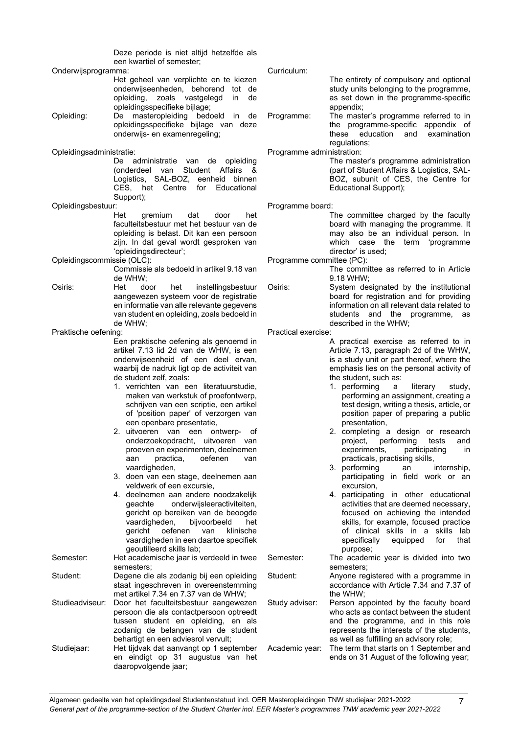Deze periode is niet altijd hetzelfde als een kwartiel of semester;

**Onderwijsprogramma:** Het geheel van verplichte en te kiezen onderwijseenheden, behorend tot de opleiding, zoals vastgelegd in de opleidingsspecifieke bijlage;

**Opleiding:** De masteropleiding bedoeld in de opleidingsspecifieke bijlage van deze onderwijs- en examenregeling;

**Opleidingsadministratie:** De administratie van de opleiding (onderdeel van Student Affairs & Logistics, SAL-BOZ, eenheid binnen CES, het Centre for Educational Support);

**Opleidingsbestuur:** Het gremium dat door het faculteitsbestuur met het bestuur van de opleiding is belast. Dit kan een persoon zijn. In dat geval wordt gesproken van 'opleidingsdirecteur';

**Opleidingscommissie (OLC):** Commissie als bedoeld in artikel 9.18 van de WHW;

**Osiris:** Het door het instellingsbestuur aangewezen systeem voor de registratie en informatie van alle relevante gegevens van student en opleiding, zoals bedoeld in de WHW;

**Praktische oefening:** Een praktische oefening als genoemd in artikel 7.13 lid 2d van de WHW, is een onderwijseenheid of een deel ervan, waarbij de nadruk ligt op de activiteit van de student zelf, zoals:

1. verrichten van een literatuurstudie, maken van werkstuk of proefontwerp, schrijven van een scriptie, een artikel of 'position paper' of verzorgen van een openbare presentatie,
2. uitvoeren van een ontwerp- of onderzoekopdracht, uitvoeren van proeven en experimenten, deelnemen aan practica, oefenen van vaardigheden,
3. doen van een stage, deelnemen aan veldwerk of een excursie,
4. deelnemen aan andere noodzakelijk geachte onderwijsleeractiviteiten, gericht op bereiken van de beoogde vaardigheden, bijvoorbeeld het gericht oefenen van klinische vaardigheden in een daartoe specifiek geoutilleerd skills lab;

**Semester:** Het academische jaar is verdeeld in twee semesters;

**Student:** Degene die als zodanig bij een opleiding staat ingeschreven in overeenstemming met artikel 7.34 en 7.37 van de WHW;

**Studieadviseur:** Door het faculteitsbestuur aangewezen persoon die als contactpersoon optreedt tussen student en opleiding, en als zodanig de belangen van de student behartigt en een adviesrol vervult;

**Studiejaar:** Het tijdvak dat aanvangt op 1 september en eindigt op 31 augustus van het daaropvolgende jaar;

---

**Curriculum:** The entirety of compulsory and optional study units belonging to the programme, as set down in the programme-specific appendix;

**Programme:** The master's programme referred to in the programme-specific appendix of these education and examination regulations;

**Programme administration:** The master's programme administration (part of Student Affairs & Logistics, SAL-BOZ, subunit of CES, the Centre for Educational Support);

**Programme board:** The committee charged by the faculty board with managing the programme. It may also be an individual person. In which case the term 'programme director' is used;

**Programme committee (PC):** The committee as referred to in Article 9.18 WHW;

**Osiris:** System designated by the institutional board for registration and for providing information on all relevant data related to students and the programme, as described in the WHW;

**Practical exercise:** A practical exercise as referred to in Article 7.13, paragraph 2d of the WHW, is a study unit or part thereof, where the emphasis lies on the personal activity of the student, such as:

1. performing a literary study, performing an assignment, creating a test design, writing a thesis, article, or position paper of preparing a public presentation,
2. completing a design or research project, performing tests and experiments, participating in practicals, practising skills,
3. performing an internship, participating in field work or an excursion,
4. participating in other educational activities that are deemed necessary, focused on achieving the intended skills, for example, focused practice of clinical skills in a skills lab specifically equipped for that purpose;

**Semester:** The academic year is divided into two semesters;

**Student:** Anyone registered with a programme in accordance with Article 7.34 and 7.37 of the WHW;

**Study adviser:** Person appointed by the faculty board who acts as contact between the student and the programme, and in this role represents the interests of the students, as well as fulfilling an advisory role;

**Academic year:** The term that starts on 1 September and ends on 31 August of the following year;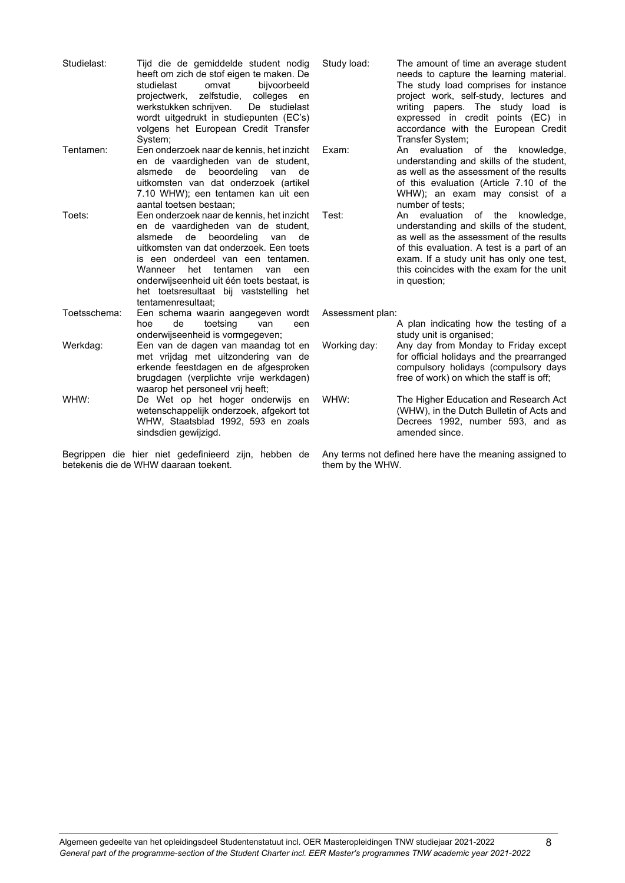| | | | |
|---|---|---|---|
| Studielast: | Tijd die de gemiddelde student nodig heeft om zich de stof eigen te maken. De studielast omvat bijvoorbeeld projectwerk, zelfstudie, colleges en werkstukken schrijven. De studielast wordt uitgedrukt in studiepunten (EC's) volgens het European Credit Transfer System; | Study load: | The amount of time an average student needs to capture the learning material. The study load comprises for instance project work, self-study, lectures and writing papers. The study load is expressed in credit points (EC) in accordance with the European Credit Transfer System; |
| Tentamen: | Een onderzoek naar de kennis, het inzicht en de vaardigheden van de student, alsmede de beoordeling van de uitkomsten van dat onderzoek (artikel 7.10 WHW); een tentamen kan uit een aantal toetsen bestaan; | Exam: | An evaluation of the knowledge, understanding and skills of the student, as well as the assessment of the results of this evaluation (Article 7.10 of the WHW); an exam may consist of a number of tests; |
| Toets: | Een onderzoek naar de kennis, het inzicht en de vaardigheden van de student, alsmede de beoordeling van de uitkomsten van dat onderzoek. Een toets is een onderdeel van een tentamen. Wanneer het tentamen van een onderwijseenheid uit één toets bestaat, is het toetsresultaat bij vaststelling het tentamenresultaat; | Test: | An evaluation of the knowledge, understanding and skills of the student, as well as the assessment of the results of this evaluation. A test is a part of an exam. If a study unit has only one test, this coincides with the exam for the unit in question; |
| Toetsschema: | Een schema waarin aangegeven wordt hoe de toetsing van een onderwijseenheid is vormgegeven; | Assessment plan: | A plan indicating how the testing of a study unit is organised; |
| Werkdag: | Een van de dagen van maandag tot en met vrijdag met uitzondering van de erkende feestdagen en de afgesproken brugdagen (verplichte vrije werkdagen) waarop het personeel vrij heeft; | Working day: | Any day from Monday to Friday except for official holidays and the prearranged compulsory holidays (compulsory days free of work) on which the staff is off; |
| WHW: | De Wet op het hoger onderwijs en wetenschappelijk onderzoek, afgekort tot WHW, Staatsblad 1992, 593 en zoals sindsdien gewijzigd. | WHW: | The Higher Education and Research Act (WHW), in the Dutch Bulletin of Acts and Decrees 1992, number 593, and as amended since. |

Begrippen die hier niet gedefinieerd zijn, hebben de betekenis die de WHW daaraan toekent.

Any terms not defined here have the meaning assigned to them by the WHW.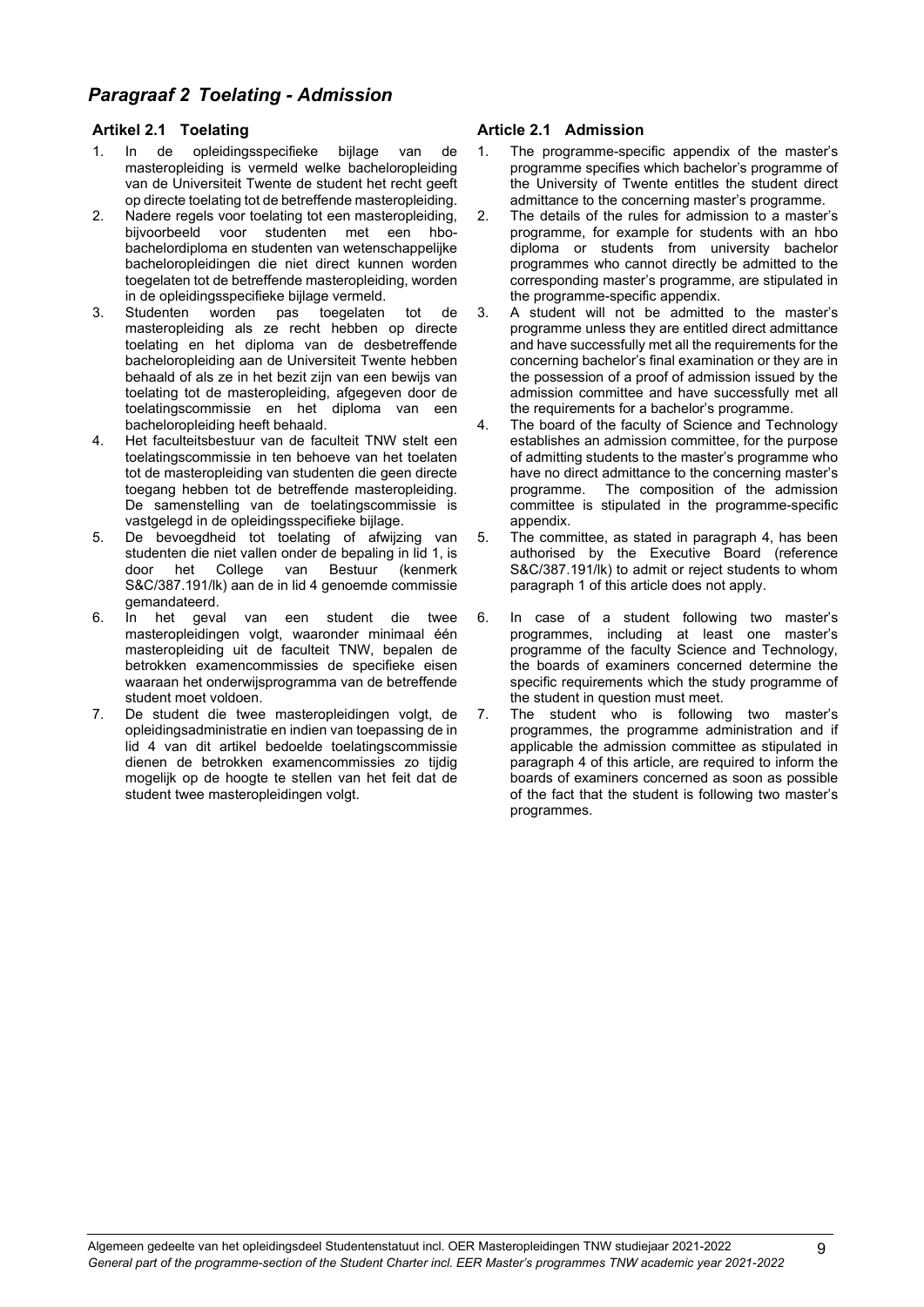## *Paragraaf 2 Toelating - Admission*

### Artikel 2.1 Toelating

1. In de opleidingsspecifieke bijlage van de masteropleiding is vermeld welke bacheloropleiding van de Universiteit Twente de student het recht geeft op directe toelating tot de betreffende masteropleiding.
2. Nadere regels voor toelating tot een masteropleiding, bijvoorbeeld voor studenten met een hbo-bachelordiploma en studenten van wetenschappelijke bacheloropleidingen die niet direct kunnen worden toegelaten tot de betreffende masteropleiding, worden in de opleidingsspecifieke bijlage vermeld.
3. Studenten worden pas toegelaten tot de masteropleiding als ze recht hebben op directe toelating en het diploma van de desbetreffende bacheloropleiding aan de Universiteit Twente hebben behaald of als ze in het bezit zijn van een bewijs van toelating tot de masteropleiding, afgegeven door de toelatingscommissie en het diploma van een bacheloropleiding heeft behaald.
4. Het faculteitsbestuur van de faculteit TNW stelt een toelatingscommissie in ten behoeve van het toelaten tot de masteropleiding van studenten die geen directe toegang hebben tot de betreffende masteropleiding. De samenstelling van de toelatingscommissie is vastgelegd in de opleidingsspecifieke bijlage.
5. De bevoegdheid tot toelating of afwijzing van studenten die niet vallen onder de bepaling in lid 1, is door het College van Bestuur (kenmerk S&C/387.191/lk) aan de in lid 4 genoemde commissie gemandateerd.
6. In het geval van een student die twee masteropleidingen volgt, waaronder minimaal één masteropleiding uit de faculteit TNW, bepalen de betrokken examencommissies de specifieke eisen waaraan het onderwijsprogramma van de betreffende student moet voldoen.
7. De student die twee masteropleidingen volgt, de opleidingsadministratie en indien van toepassing de in lid 4 van dit artikel bedoelde toelatingscommissie dienen de betrokken examencommissies zo tijdig mogelijk op de hoogte te stellen van het feit dat de student twee masteropleidingen volgt.

### Article 2.1 Admission

1. The programme-specific appendix of the master's programme specifies which bachelor's programme of the University of Twente entitles the student direct admittance to the concerning master's programme.
2. The details of the rules for admission to a master's programme, for example for students with an hbo diploma or students from university bachelor programmes who cannot directly be admitted to the corresponding master's programme, are stipulated in the programme-specific appendix.
3. A student will not be admitted to the master's programme unless they are entitled direct admittance and have successfully met all the requirements for the concerning bachelor's final examination or they are in the possession of a proof of admission issued by the admission committee and have successfully met all the requirements for a bachelor's programme.
4. The board of the faculty of Science and Technology establishes an admission committee, for the purpose of admitting students to the master's programme who have no direct admittance to the concerning master's programme. The composition of the admission committee is stipulated in the programme-specific appendix.
5. The committee, as stated in paragraph 4, has been authorised by the Executive Board (reference S&C/387.191/lk) to admit or reject students to whom paragraph 1 of this article does not apply.
6. In case of a student following two master's programmes, including at least one master's programme of the faculty Science and Technology, the boards of examiners concerned determine the specific requirements which the study programme of the student in question must meet.
7. The student who is following two master's programmes, the programme administration and if applicable the admission committee as stipulated in paragraph 4 of this article, are required to inform the boards of examiners concerned as soon as possible of the fact that the student is following two master's programmes.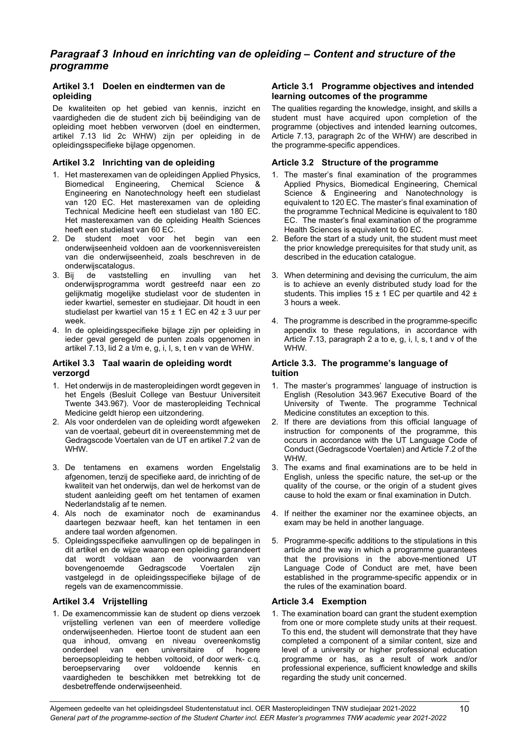## *Paragraaf 3 Inhoud en inrichting van de opleiding – Content and structure of the programme*

### Artikel 3.1 Doelen en eindtermen van de opleiding

De kwaliteiten op het gebied van kennis, inzicht en vaardigheden die de student zich bij beëindiging van de opleiding moet hebben verworven (doel en eindtermen, artikel 7.13 lid 2c WHW) zijn per opleiding in de opleidingsspecifieke bijlage opgenomen.

### Artikel 3.2 Inrichting van de opleiding

1. Het masterexamen van de opleidingen Applied Physics, Biomedical Engineering, Chemical Science & Engineering en Nanotechnology heeft een studielast van 120 EC. Het masterexamen van de opleiding Technical Medicine heeft een studielast van 180 EC. Het masterexamen van de opleiding Health Sciences heeft een studielast van 60 EC.
2. De student moet voor het begin van een onderwijseenheid voldoen aan de voorkennisvereisten van die onderwijseenheid, zoals beschreven in de onderwijscatalogus.
3. Bij de vaststelling en invulling van het onderwijsprogramma wordt gestreefd naar een zo gelijkmatig mogelijke studielast voor de studenten in ieder kwartiel, semester en studiejaar. Dit houdt in een studielast per kwartiel van 15 ± 1 EC en 42 ± 3 uur per week.
4. In de opleidingsspecifieke bijlage zijn per opleiding in ieder geval geregeld de punten zoals opgenomen in artikel 7.13, lid 2 a t/m e, g, i, l, s, t en v van de WHW.

### Artikel 3.3 Taal waarin de opleiding wordt verzorgd

1. Het onderwijs in de masteropleidingen wordt gegeven in het Engels (Besluit College van Bestuur Universiteit Twente 343.967). Voor de masteropleiding Technical Medicine geldt hierop een uitzondering.
2. Als voor onderdelen van de opleiding wordt afgeweken van de voertaal, gebeurt dit in overeenstemming met de Gedragscode Voertalen van de UT en artikel 7.2 van de WHW.
3. De tentamens en examens worden Engelstalig afgenomen, tenzij de specifieke aard, de inrichting of de kwaliteit van het onderwijs, dan wel de herkomst van de student aanleiding geeft om het tentamen of examen Nederlandstalig af te nemen.
4. Als noch de examinator noch de examinandus daartegen bezwaar heeft, kan het tentamen in een andere taal worden afgenomen.
5. Opleidingsspecifieke aanvullingen op de bepalingen in dit artikel en de wijze waarop een opleiding garandeert dat wordt voldaan aan de voorwaarden van bovengenoemde Gedragscode Voertalen zijn vastgelegd in de opleidingsspecifieke bijlage of de regels van de examencommissie.

### Artikel 3.4 Vrijstelling

1. De examencommissie kan de student op diens verzoek vrijstelling verlenen van een of meerdere volledige onderwijseenheden. Hiertoe toont de student aan een qua inhoud, omvang en niveau overeenkomstig onderdeel van een universitaire of hogere beroepsopleiding te hebben voltooid, of door werk- c.q. beroepservaring over voldoende kennis en vaardigheden te beschikken met betrekking tot de desbetreffende onderwijseenheid.

### Article 3.1 Programme objectives and intended learning outcomes of the programme

The qualities regarding the knowledge, insight, and skills a student must have acquired upon completion of the programme (objectives and intended learning outcomes, Article 7.13, paragraph 2c of the WHW) are described in the programme-specific appendices.

### Article 3.2 Structure of the programme

1. The master's final examination of the programmes Applied Physics, Biomedical Engineering, Chemical Science & Engineering and Nanotechnology is equivalent to 120 EC. The master's final examination of the programme Technical Medicine is equivalent to 180 EC. The master's final examination of the programme Health Sciences is equivalent to 60 EC.
2. Before the start of a study unit, the student must meet the prior knowledge prerequisites for that study unit, as described in the education catalogue.
3. When determining and devising the curriculum, the aim is to achieve an evenly distributed study load for the students. This implies 15 ± 1 EC per quartile and 42 ± 3 hours a week.
4. The programme is described in the programme-specific appendix to these regulations, in accordance with Article 7.13, paragraph 2 a to e, g, i, l, s, t and v of the WHW.

### Article 3.3. The programme's language of tuition

1. The master's programmes' language of instruction is English (Resolution 343.967 Executive Board of the University of Twente. The programme Technical Medicine constitutes an exception to this.
2. If there are deviations from this official language of instruction for components of the programme, this occurs in accordance with the UT Language Code of Conduct (Gedragscode Voertalen) and Article 7.2 of the WHW.
3. The exams and final examinations are to be held in English, unless the specific nature, the set-up or the quality of the course, or the origin of a student gives cause to hold the exam or final examination in Dutch.
4. If neither the examiner nor the examinee objects, an exam may be held in another language.
5. Programme-specific additions to the stipulations in this article and the way in which a programme guarantees that the provisions in the above-mentioned UT Language Code of Conduct are met, have been established in the programme-specific appendix or in the rules of the examination board.

### Article 3.4 Exemption

1. The examination board can grant the student exemption from one or more complete study units at their request. To this end, the student will demonstrate that they have completed a component of a similar content, size and level of a university or higher professional education programme or has, as a result of work and/or professional experience, sufficient knowledge and skills regarding the study unit concerned.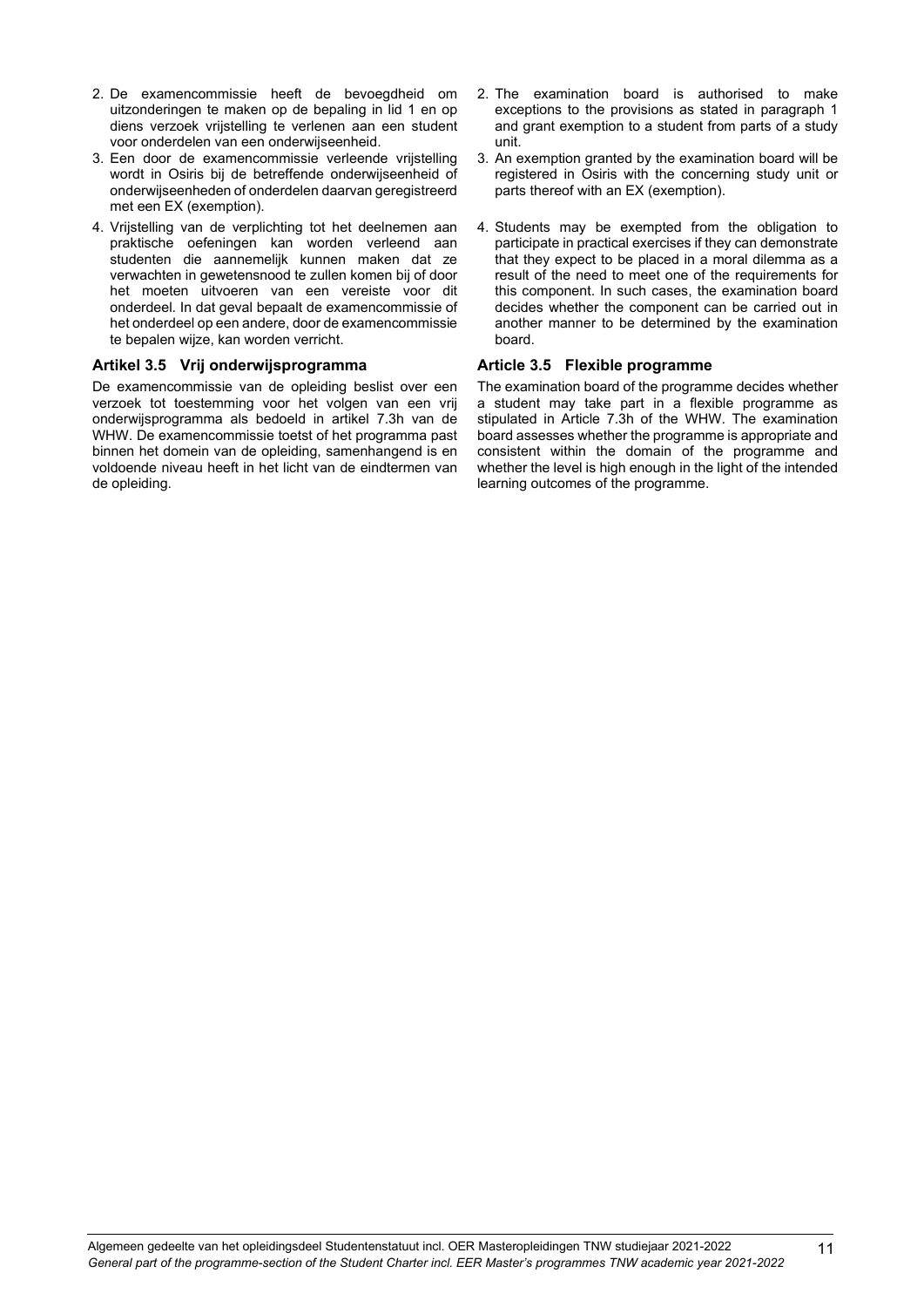2. De examencommissie heeft de bevoegdheid om uitzonderingen te maken op de bepaling in lid 1 en op diens verzoek vrijstelling te verlenen aan een student voor onderdelen van een onderwijseenheid.
3. Een door de examencommissie verleende vrijstelling wordt in Osiris bij de betreffende onderwijseenheid of onderwijseenheden of onderdelen daarvan geregistreerd met een EX (exemption).
4. Vrijstelling van de verplichting tot het deelnemen aan praktische oefeningen kan worden verleend aan studenten die aannemelijk kunnen maken dat ze verwachten in gewetensnood te zullen komen bij of door het moeten uitvoeren van een vereiste voor dit onderdeel. In dat geval bepaalt de examencommissie of het onderdeel op een andere, door de examencommissie te bepalen wijze, kan worden verricht.

2. The examination board is authorised to make exceptions to the provisions as stated in paragraph 1 and grant exemption to a student from parts of a study unit.
3. An exemption granted by the examination board will be registered in Osiris with the concerning study unit or parts thereof with an EX (exemption).
4. Students may be exempted from the obligation to participate in practical exercises if they can demonstrate that they expect to be placed in a moral dilemma as a result of the need to meet one of the requirements for this component. In such cases, the examination board decides whether the component can be carried out in another manner to be determined by the examination board.

### Artikel 3.5 Vrij onderwijsprogramma

De examencommissie van de opleiding beslist over een verzoek tot toestemming voor het volgen van een vrij onderwijsprogramma als bedoeld in artikel 7.3h van de WHW. De examencommissie toetst of het programma past binnen het domein van de opleiding, samenhangend is en voldoende niveau heeft in het licht van de eindtermen van de opleiding.

### Article 3.5 Flexible programme

The examination board of the programme decides whether a student may take part in a flexible programme as stipulated in Article 7.3h of the WHW. The examination board assesses whether the programme is appropriate and consistent within the domain of the programme and whether the level is high enough in the light of the intended learning outcomes of the programme.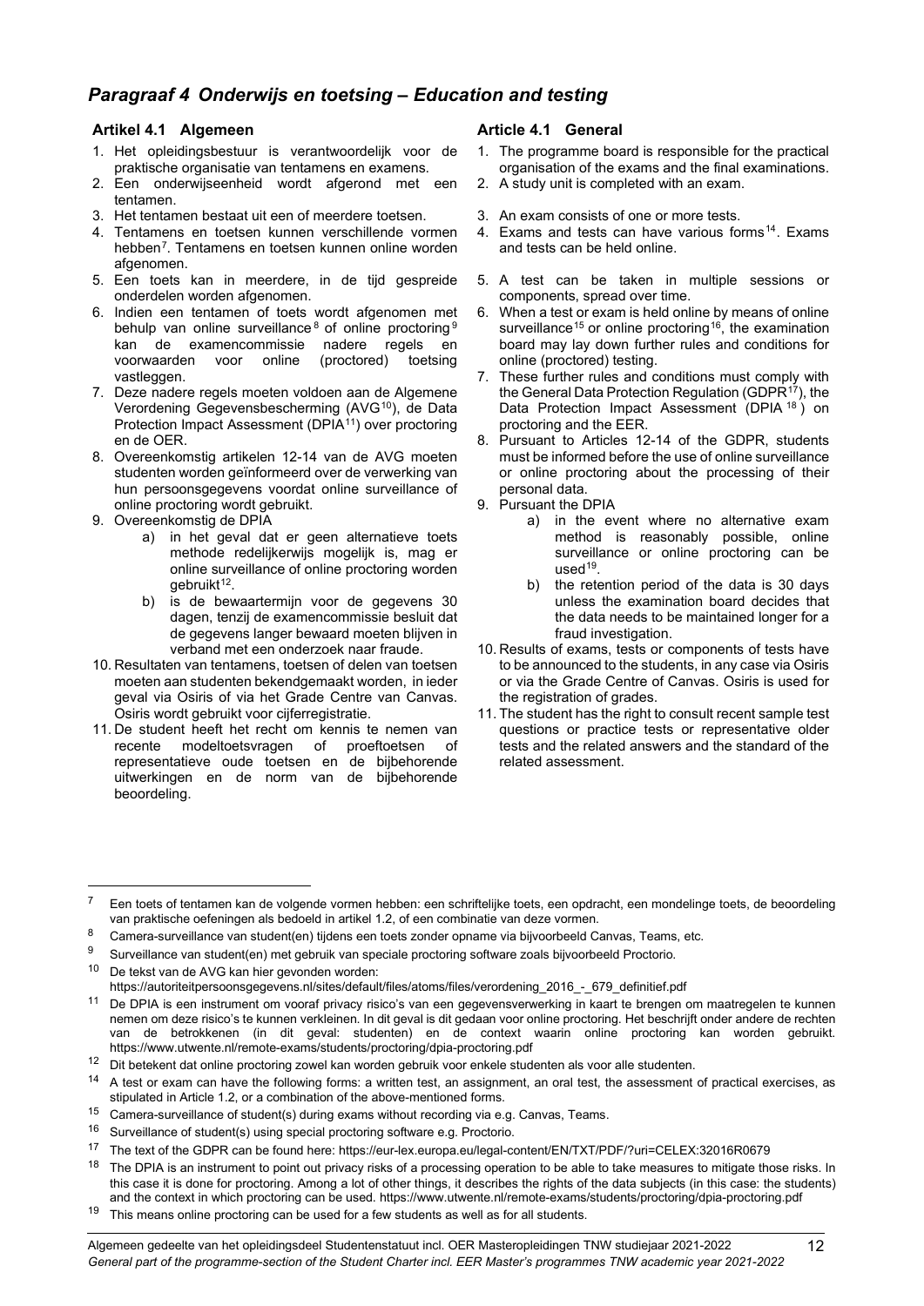## *Paragraaf 4 Onderwijs en toetsing – Education and testing*

### Artikel 4.1 Algemeen

1. Het opleidingsbestuur is verantwoordelijk voor de praktische organisatie van tentamens en examens.
2. Een onderwijseenheid wordt afgerond met een tentamen.
3. Het tentamen bestaat uit een of meerdere toetsen.
4. Tentamens en toetsen kunnen verschillende vormen hebben[7]. Tentamens en toetsen kunnen online worden afgenomen.
5. Een toets kan in meerdere, in de tijd gespreide onderdelen worden afgenomen.
6. Indien een tentamen of toets wordt afgenomen met behulp van online surveillance[8] of online proctoring[9] kan de examencommissie nadere regels en voorwaarden voor online (proctored) toetsing vastleggen.
7. Deze nadere regels moeten voldoen aan de Algemene Verordening Gegevensbescherming (AVG[10]), de Data Protection Impact Assessment (DPIA[11]) over proctoring en de OER.
8. Overeenkomstig artikelen 12-14 van de AVG moeten studenten worden geïnformeerd over de verwerking van hun persoonsgegevens voordat online surveillance of online proctoring wordt gebruikt.
9. Overeenkomstig de DPIA
   a) in het geval dat er geen alternatieve toets methode redelijkerwijs mogelijk is, mag er online surveillance of online proctoring worden gebruikt[12].
   b) is de bewaartermijn voor de gegevens 30 dagen, tenzij de examencommissie besluit dat de gegevens langer bewaard moeten blijven in verband met een onderzoek naar fraude.
10. Resultaten van tentamens, toetsen of delen van toetsen moeten aan studenten bekendgemaakt worden, in ieder geval via Osiris of via het Grade Centre van Canvas. Osiris wordt gebruikt voor cijferregistratie.
11. De student heeft het recht om kennis te nemen van recente modeltoetsvragen of proeftoetsen of representatieve oude toetsen en de bijbehorende uitwerkingen en de norm van de bijbehorende beoordeling.

### Article 4.1 General

1. The programme board is responsible for the practical organisation of the exams and the final examinations.
2. A study unit is completed with an exam.
3. An exam consists of one or more tests.
4. Exams and tests can have various forms[14]. Exams and tests can be held online.
5. A test can be taken in multiple sessions or components, spread over time.
6. When a test or exam is held online by means of online surveillance[15] or online proctoring[16], the examination board may lay down further rules and conditions for online (proctored) testing.
7. These further rules and conditions must comply with the General Data Protection Regulation (GDPR[17]), the Data Protection Impact Assessment (DPIA[18]) on proctoring and the EER.
8. Pursuant to Articles 12-14 of the GDPR, students must be informed before the use of online surveillance or online proctoring about the processing of their personal data.
9. Pursuant the DPIA
   a) in the event where no alternative exam method is reasonably possible, online surveillance or online proctoring can be used[19].
   b) the retention period of the data is 30 days unless the examination board decides that the data needs to be maintained longer for a fraud investigation.
10. Results of exams, tests or components of tests have to be announced to the students, in any case via Osiris or via the Grade Centre of Canvas. Osiris is used for the registration of grades.
11. The student has the right to consult recent sample test questions or practice tests or representative older tests and the related answers and the standard of the related assessment.

---

[7] Een toets of tentamen kan de volgende vormen hebben: een schriftelijke toets, een opdracht, een mondelinge toets, de beoordeling van praktische oefeningen als bedoeld in artikel 1.2, of een combinatie van deze vormen.

[8] Camera-surveillance van student(en) tijdens een toets zonder opname via bijvoorbeeld Canvas, Teams, etc.

[9] Surveillance van student(en) met gebruik van speciale proctoring software zoals bijvoorbeeld Proctorio.

[10] De tekst van de AVG kan hier gevonden worden: https://autoriteitpersoonsgegevens.nl/sites/default/files/atoms/files/verordening_2016_-_679_definitief.pdf

[11] De DPIA is een instrument om vooraf privacy risico's van een gegevensverwerking in kaart te brengen om maatregelen te kunnen nemen om deze risico's te kunnen verkleinen. In dit geval is dit gedaan voor online proctoring. Het beschrijft onder andere de rechten van de betrokkenen (in dit geval: studenten) en de context waarin online proctoring kan worden gebruikt. https://www.utwente.nl/remote-exams/students/proctoring/dpia-proctoring.pdf

[12] Dit betekent dat online proctoring zowel kan worden gebruik voor enkele studenten als voor alle studenten.

[14] A test or exam can have the following forms: a written test, an assignment, an oral test, the assessment of practical exercises, as stipulated in Article 1.2, or a combination of the above-mentioned forms.

[15] Camera-surveillance of student(s) during exams without recording via e.g. Canvas, Teams.

[16] Surveillance of student(s) using special proctoring software e.g. Proctorio.

[17] The text of the GDPR can be found here: https://eur-lex.europa.eu/legal-content/EN/TXT/PDF/?uri=CELEX:32016R0679

[18] The DPIA is an instrument to point out privacy risks of a processing operation to be able to take measures to mitigate those risks. In this case it is done for proctoring. Among a lot of other things, it describes the rights of the data subjects (in this case: the students) and the context in which proctoring can be used. https://www.utwente.nl/remote-exams/students/proctoring/dpia-proctoring.pdf

[19] This means online proctoring can be used for a few students as well as for all students.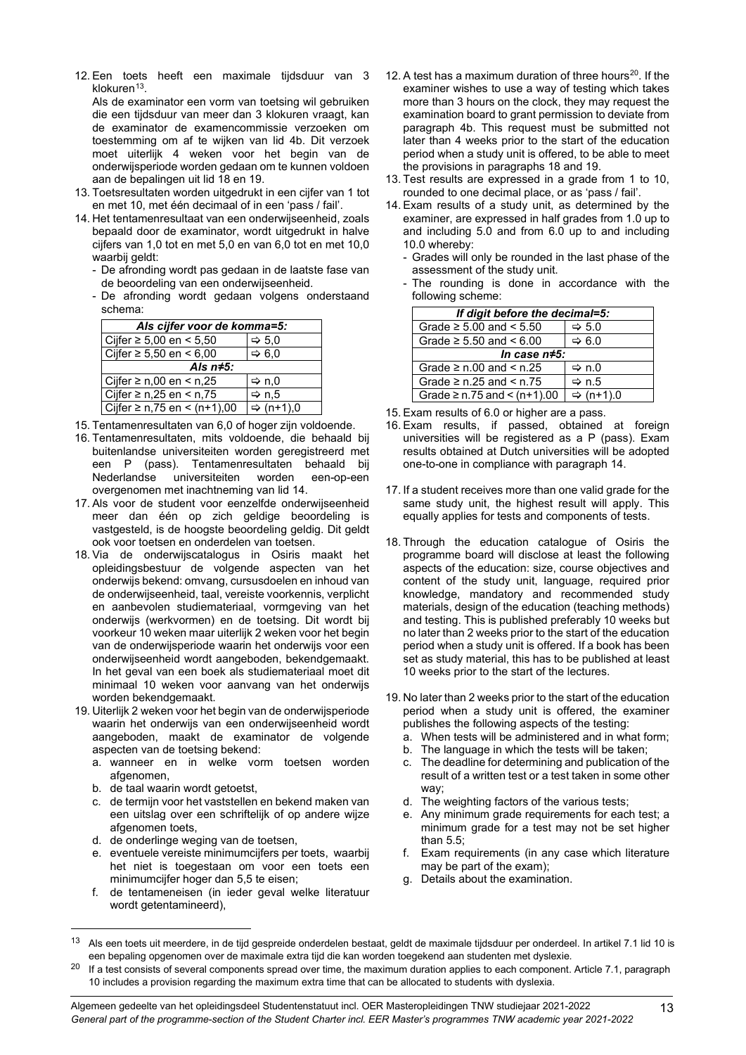12. Een toets heeft een maximale tijdsduur van 3 klokuren[13].

    Als de examinator een vorm van toetsing wil gebruiken die een tijdsduur van meer dan 3 klokuren vraagt, kan de examinator de examencommissie verzoeken om toestemming om af te wijken van lid 4b. Dit verzoek moet uiterlijk 4 weken voor het begin van de onderwijsperiode worden gedaan om te kunnen voldoen aan de bepalingen uit lid 18 en 19.
13. Toetsresultaten worden uitgedrukt in een cijfer van 1 tot en met 10, met één decimaal of in een 'pass / fail'.
14. Het tentamenresultaat van een onderwijseenheid, zoals bepaald door de examinator, wordt uitgedrukt in halve cijfers van 1,0 tot en met 5,0 en van 6,0 tot en met 10,0 waarbij geldt:
    - De afronding wordt pas gedaan in de laatste fase van de beoordeling van een onderwijseenheid.
    - De afronding wordt gedaan volgens onderstaand schema:

| *Als cijfer voor de komma=5:* | |
|---|---|
| Cijfer ≥ 5,00 en < 5,50 | ⇨ 5,0 |
| Cijfer ≥ 5,50 en < 6,00 | ⇨ 6,0 |
| *Als n≠5:* | |
| Cijfer ≥ n,00 en < n,25 | ⇨ n,0 |
| Cijfer ≥ n,25 en < n,75 | ⇨ n,5 |
| Cijfer ≥ n,75 en < (n+1),00 | ⇨ (n+1),0 |

15. Tentamenresultaten van 6,0 of hoger zijn voldoende.
16. Tentamenresultaten, mits voldoende, die behaald bij buitenlandse universiteiten worden geregistreerd met een P (pass). Tentamenresultaten behaald bij Nederlandse universiteiten worden een-op-een overgenomen met inachtneming van lid 14.
17. Als voor de student voor eenzelfde onderwijseenheid meer dan één op zich geldige beoordeling is vastgesteld, is de hoogste beoordeling geldig. Dit geldt ook voor toetsen en onderdelen van toetsen.
18. Via de onderwijscatalogus in Osiris maakt het opleidingsbestuur de volgende aspecten van het onderwijs bekend: omvang, cursusdoelen en inhoud van de onderwijseenheid, taal, vereiste voorkennis, verplicht en aanbevolen studiemateriaal, vormgeving van het onderwijs (werkvormen) en de toetsing. Dit wordt bij voorkeur 10 weken maar uiterlijk 2 weken voor het begin van de onderwijsperiode waarin het onderwijs voor een onderwijseenheid wordt aangeboden, bekendgemaakt. In het geval van een boek als studiemateriaal moet dit minimaal 10 weken voor aanvang van het onderwijs worden bekendgemaakt.
19. Uiterlijk 2 weken voor het begin van de onderwijsperiode waarin het onderwijs van een onderwijseenheid wordt aangeboden, maakt de examinator de volgende aspecten van de toetsing bekend:
    a. wanneer en in welke vorm toetsen worden afgenomen,
    b. de taal waarin wordt getoetst,
    c. de termijn voor het vaststellen en bekend maken van een uitslag over een schriftelijk of op andere wijze afgenomen toets,
    d. de onderlinge weging van de toetsen,
    e. eventuele vereiste minimumcijfers per toets, waarbij het niet is toegestaan om voor een toets een minimumcijfer hoger dan 5,5 te eisen;
    f. de tentameneisen (in ieder geval welke literatuur wordt getentamineerd),

12. A test has a maximum duration of three hours[20]. If the examiner wishes to use a way of testing which takes more than 3 hours on the clock, they may request the examination board to grant permission to deviate from paragraph 4b. This request must be submitted not later than 4 weeks prior to the start of the education period when a study unit is offered, to be able to meet the provisions in paragraphs 18 and 19.
13. Test results are expressed in a grade from 1 to 10, rounded to one decimal place, or as 'pass / fail'.
14. Exam results of a study unit, as determined by the examiner, are expressed in half grades from 1.0 up to and including 5.0 and from 6.0 up to and including 10.0 whereby:
    - Grades will only be rounded in the last phase of the assessment of the study unit.
    - The rounding is done in accordance with the following scheme:

| *If digit before the decimal=5:* | |
|---|---|
| Grade ≥ 5.00 and < 5.50 | ⇨ 5.0 |
| Grade ≥ 5.50 and < 6.00 | ⇨ 6.0 |
| *In case n≠5:* | |
| Grade ≥ n.00 and < n.25 | ⇨ n.0 |
| Grade ≥ n.25 and < n.75 | ⇨ n.5 |
| Grade ≥ n.75 and < (n+1).00 | ⇨ (n+1).0 |

15. Exam results of 6.0 or higher are a pass.
16. Exam results, if passed, obtained at foreign universities will be registered as a P (pass). Exam results obtained at Dutch universities will be adopted one-to-one in compliance with paragraph 14.
17. If a student receives more than one valid grade for the same study unit, the highest result will apply. This equally applies for tests and components of tests.
18. Through the education catalogue of Osiris the programme board will disclose at least the following aspects of the education: size, course objectives and content of the study unit, language, required prior knowledge, mandatory and recommended study materials, design of the education (teaching methods) and testing. This is published preferably 10 weeks but no later than 2 weeks prior to the start of the education period when a study unit is offered. If a book has been set as study material, this has to be published at least 10 weeks prior to the start of the lectures.
19. No later than 2 weeks prior to the start of the education period when a study unit is offered, the examiner publishes the following aspects of the testing:
    a. When tests will be administered and in what form;
    b. The language in which the tests will be taken;
    c. The deadline for determining and publication of the result of a written test or a test taken in some other way;
    d. The weighting factors of the various tests;
    e. Any minimum grade requirements for each test; a minimum grade for a test may not be set higher than 5.5;
    f. Exam requirements (in any case which literature may be part of the exam);
    g. Details about the examination.

---

[13] Als een toets uit meerdere, in de tijd gespreide onderdelen bestaat, geldt de maximale tijdsduur per onderdeel. In artikel 7.1 lid 10 is een bepaling opgenomen over de maximale extra tijd die kan worden toegekend aan studenten met dyslexie.

[20] If a test consists of several components spread over time, the maximum duration applies to each component. Article 7.1, paragraph 10 includes a provision regarding the maximum extra time that can be allocated to students with dyslexia.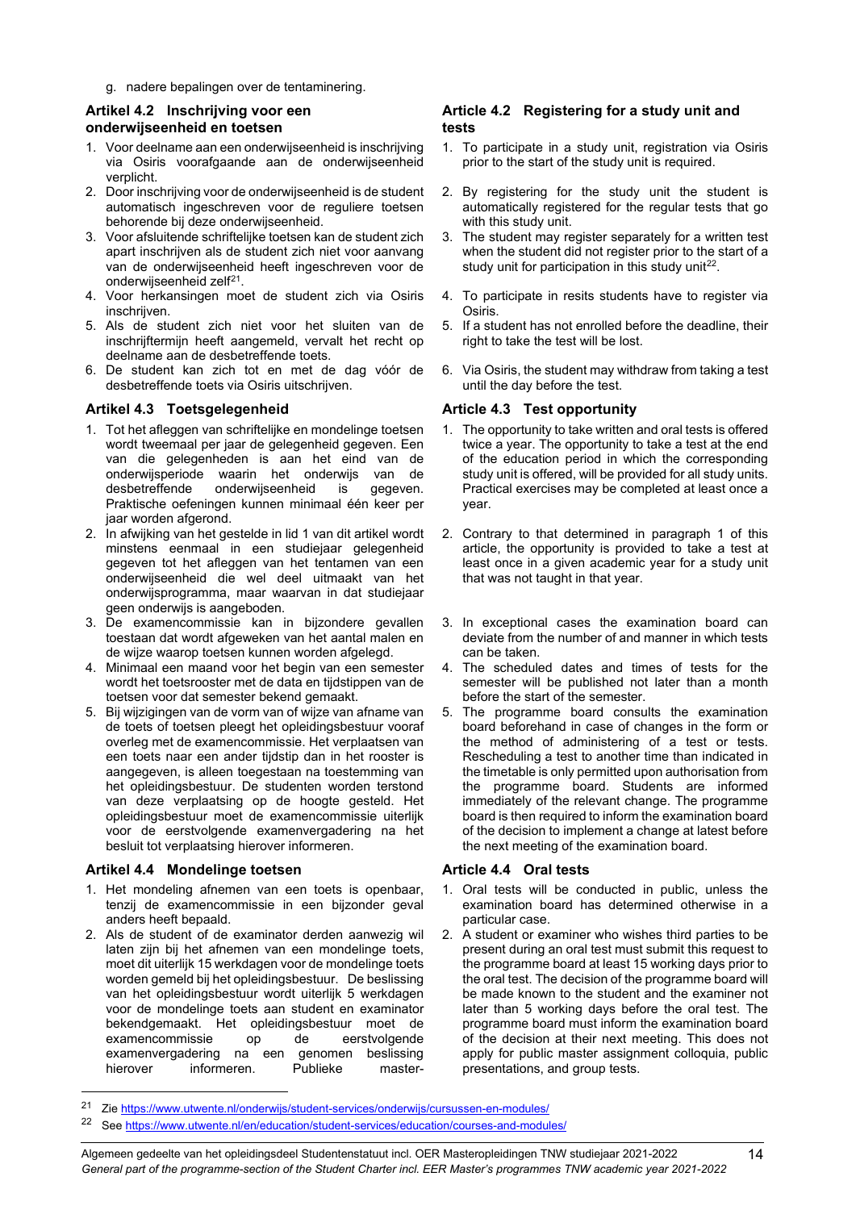g. nadere bepalingen over de tentaminering.

### Artikel 4.2 Inschrijving voor een onderwijseenheid en toetsen

1. Voor deelname aan een onderwijseenheid is inschrijving via Osiris voorafgaande aan de onderwijseenheid verplicht.
2. Door inschrijving voor de onderwijseenheid is de student automatisch ingeschreven voor de reguliere toetsen behorende bij deze onderwijseenheid.
3. Voor afsluitende schriftelijke toetsen kan de student zich apart inschrijven als de student zich niet voor aanvang van de onderwijseenheid heeft ingeschreven voor de onderwijseenheid zelf[21].
4. Voor herkansingen moet de student zich via Osiris inschrijven.
5. Als de student zich niet voor het sluiten van de inschrijftermijn heeft aangemeld, vervalt het recht op deelname aan de desbetreffende toets.
6. De student kan zich tot en met de dag vóór de desbetreffende toets via Osiris uitschrijven.

### Artikel 4.3 Toetsgelegenheid

1. Tot het afleggen van schriftelijke en mondelinge toetsen wordt tweemaal per jaar de gelegenheid gegeven. Een van die gelegenheden is aan het eind van de onderwijsperiode waarin het onderwijs van de desbetreffende onderwijseenheid is gegeven. Praktische oefeningen kunnen minimaal één keer per jaar worden afgerond.
2. In afwijking van het gestelde in lid 1 van dit artikel wordt minstens eenmaal in een studiejaar gelegenheid gegeven tot het afleggen van het tentamen van een onderwijseenheid die wel deel uitmaakt van het onderwijsprogramma, maar waarin in dat studiejaar geen onderwijs is aangeboden.
3. De examencommissie kan in bijzondere gevallen toestaan dat wordt afgeweken van het aantal malen en de wijze waarop toetsen kunnen worden afgelegd.
4. Minimaal een maand voor het begin van een semester wordt het toetsrooster met de data en tijdstippen van de toetsen voor dat semester bekend gemaakt.
5. Bij wijzigingen van de vorm van of wijze van afname van de toets of toetsen pleegt het opleidingsbestuur vooraf overleg met de examencommissie. Het verplaatsen van een toets naar een ander tijdstip dan in het rooster is aangegeven, is alleen toegestaan na toestemming van het opleidingsbestuur. De studenten worden terstond van deze verplaatsing op de hoogte gesteld. Het opleidingsbestuur moet de examencommissie uiterlijk voor de eerstvolgende examenvergadering na het besluit tot verplaatsing hierover informeren.

### Artikel 4.4 Mondelinge toetsen

1. Het mondeling afnemen van een toets is openbaar, tenzij de examencommissie in een bijzonder geval anders heeft bepaald.
2. Als de student of de examinator derden aanwezig wil laten zijn bij het afnemen van een mondelinge toets, moet dit uiterlijk 15 werkdagen voor de mondelinge toets worden gemeld bij het opleidingsbestuur. De beslissing van het opleidingsbestuur wordt uiterlijk 5 werkdagen voor de mondelinge toets aan student en examinator bekendgemaakt. Het opleidingsbestuur moet de examencommissie op de eerstvolgende examenvergadering na een genomen beslissing hierover informeren. Publieke master-

### Article 4.2 Registering for a study unit and tests

1. To participate in a study unit, registration via Osiris prior to the start of the study unit is required.
2. By registering for the study unit the student is automatically registered for the regular tests that go with this study unit.
3. The student may register separately for a written test when the student did not register prior to the start of a study unit for participation in this study unit[22].
4. To participate in resits students have to register via Osiris.
5. If a student has not enrolled before the deadline, their right to take the test will be lost.
6. Via Osiris, the student may withdraw from taking a test until the day before the test.

### Article 4.3 Test opportunity

1. The opportunity to take written and oral tests is offered twice a year. The opportunity to take a test at the end of the education period in which the corresponding study unit is offered, will be provided for all study units. Practical exercises may be completed at least once a year.
2. Contrary to that determined in paragraph 1 of this article, the opportunity is provided to take a test at least once in a given academic year for a study unit that was not taught in that year.
3. In exceptional cases the examination board can deviate from the number of and manner in which tests can be taken.
4. The scheduled dates and times of tests for the semester will be published not later than a month before the start of the semester.
5. The programme board consults the examination board beforehand in case of changes in the form or the method of administering of a test or tests. Rescheduling a test to another time than indicated in the timetable is only permitted upon authorisation from the programme board. Students are informed immediately of the relevant change. The programme board is then required to inform the examination board of the decision to implement a change at latest before the next meeting of the examination board.

### Article 4.4 Oral tests

1. Oral tests will be conducted in public, unless the examination board has determined otherwise in a particular case.
2. A student or examiner who wishes third parties to be present during an oral test must submit this request to the programme board at least 15 working days prior to the oral test. The decision of the programme board will be made known to the student and the examiner not later than 5 working days before the oral test. The programme board must inform the examination board of the decision at their next meeting. This does not apply for public master assignment colloquia, public presentations, and group tests.

---

[21] Zie https://www.utwente.nl/onderwijs/student-services/onderwijs/cursussen-en-modules/

[22] See https://www.utwente.nl/en/education/student-services/education/courses-and-modules/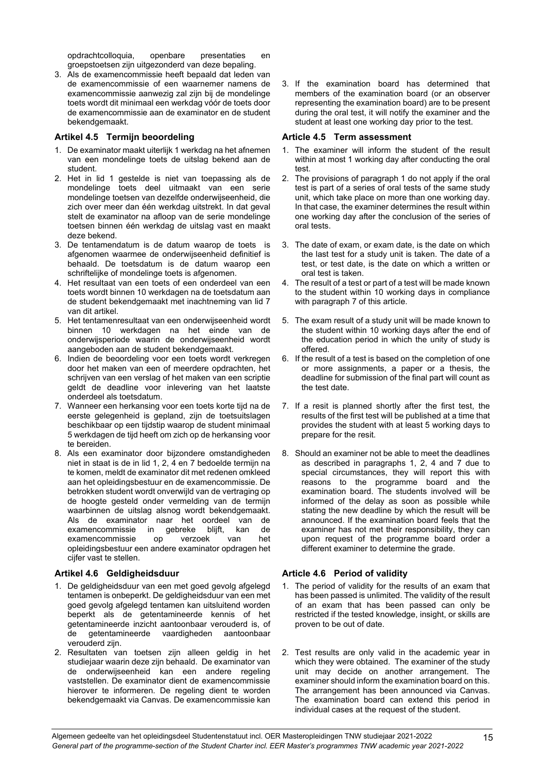opdrachtcolloquia, openbare presentaties en groepstoetsen zijn uitgezonderd van deze bepaling.

3. Als de examencommissie heeft bepaald dat leden van de examencommissie of een waarnemer namens de examencommissie aanwezig zal zijn bij de mondelinge toets wordt dit minimaal een werkdag vóór de toets door de examencommissie aan de examinator en de student bekendgemaakt.

### Artikel 4.5 Termijn beoordeling

1. De examinator maakt uiterlijk 1 werkdag na het afnemen van een mondelinge toets de uitslag bekend aan de student.
2. Het in lid 1 gestelde is niet van toepassing als de mondelinge toets deel uitmaakt van een serie mondelinge toetsen van dezelfde onderwijseenheid, die zich over meer dan één werkdag uitstrekt. In dat geval stelt de examinator na afloop van de serie mondelinge toetsen binnen één werkdag de uitslag vast en maakt deze bekend.
3. De tentamendatum is de datum waarop de toets is afgenomen waarmee de onderwijseenheid definitief is behaald. De toetsdatum is de datum waarop een schriftelijke of mondelinge toets is afgenomen.
4. Het resultaat van een toets of een onderdeel van een toets wordt binnen 10 werkdagen na de toetsdatum aan de student bekendgemaakt met inachtneming van lid 7 van dit artikel.
5. Het tentamenresultaat van een onderwijseenheid wordt binnen 10 werkdagen na het einde van de onderwijsperiode waarin de onderwijseenheid wordt aangeboden aan de student bekendgemaakt.
6. Indien de beoordeling voor een toets wordt verkregen door het maken van een of meerdere opdrachten, het schrijven van een verslag of het maken van een scriptie geldt de deadline voor inlevering van het laatste onderdeel als toetsdatum.
7. Wanneer een herkansing voor een toets korte tijd na de eerste gelegenheid is gepland, zijn de toetsuitslagen beschikbaar op een tijdstip waarop de student minimaal 5 werkdagen de tijd heeft om zich op de herkansing voor te bereiden.
8. Als een examinator door bijzondere omstandigheden niet in staat is de in lid 1, 2, 4 en 7 bedoelde termijn na te komen, meldt de examinator dit met redenen omkleed aan het opleidingsbestuur en de examencommissie. De betrokken student wordt onverwijld van de vertraging op de hoogte gesteld onder vermelding van de termijn waarbinnen de uitslag alsnog wordt bekendgemaakt. Als de examinator naar het oordeel van de examencommissie in gebreke blijft, kan de examencommissie op verzoek van het opleidingsbestuur een andere examinator opdragen het cijfer vast te stellen.

### Artikel 4.6 Geldigheidsduur

1. De geldigheidsduur van een met goed gevolg afgelegd tentamen is onbeperkt. De geldigheidsduur van een met goed gevolg afgelegd tentamen kan uitsluitend worden beperkt als de getentamineerde kennis of het getentamineerde inzicht aantoonbaar verouderd is, of de getentamineerde vaardigheden aantoonbaar verouderd zijn.
2. Resultaten van toetsen zijn alleen geldig in het studiejaar waarin deze zijn behaald. De examinator van de onderwijseenheid kan een andere regeling vaststellen. De examinator dient de examencommissie hierover te informeren. De regeling dient te worden bekendgemaakt via Canvas. De examencommissie kan

3. If the examination board has determined that members of the examination board (or an observer representing the examination board) are to be present during the oral test, it will notify the examiner and the student at least one working day prior to the test.

### Article 4.5 Term assessment

1. The examiner will inform the student of the result within at most 1 working day after conducting the oral test.
2. The provisions of paragraph 1 do not apply if the oral test is part of a series of oral tests of the same study unit, which take place on more than one working day. In that case, the examiner determines the result within one working day after the conclusion of the series of oral tests.
3. The date of exam, or exam date, is the date on which the last test for a study unit is taken. The date of a test, or test date, is the date on which a written or oral test is taken.
4. The result of a test or part of a test will be made known to the student within 10 working days in compliance with paragraph 7 of this article.
5. The exam result of a study unit will be made known to the student within 10 working days after the end of the education period in which the unity of study is offered.
6. If the result of a test is based on the completion of one or more assignments, a paper or a thesis, the deadline for submission of the final part will count as the test date.
7. If a resit is planned shortly after the first test, the results of the first test will be published at a time that provides the student with at least 5 working days to prepare for the resit.
8. Should an examiner not be able to meet the deadlines as described in paragraphs 1, 2, 4 and 7 due to special circumstances, they will report this with reasons to the programme board and the examination board. The students involved will be informed of the delay as soon as possible while stating the new deadline by which the result will be announced. If the examination board feels that the examiner has not met their responsibility, they can upon request of the programme board order a different examiner to determine the grade.

### Article 4.6 Period of validity

1. The period of validity for the results of an exam that has been passed is unlimited. The validity of the result of an exam that has been passed can only be restricted if the tested knowledge, insight, or skills are proven to be out of date.
2. Test results are only valid in the academic year in which they were obtained. The examiner of the study unit may decide on another arrangement. The examiner should inform the examination board on this. The arrangement has been announced via Canvas. The examination board can extend this period in individual cases at the request of the student.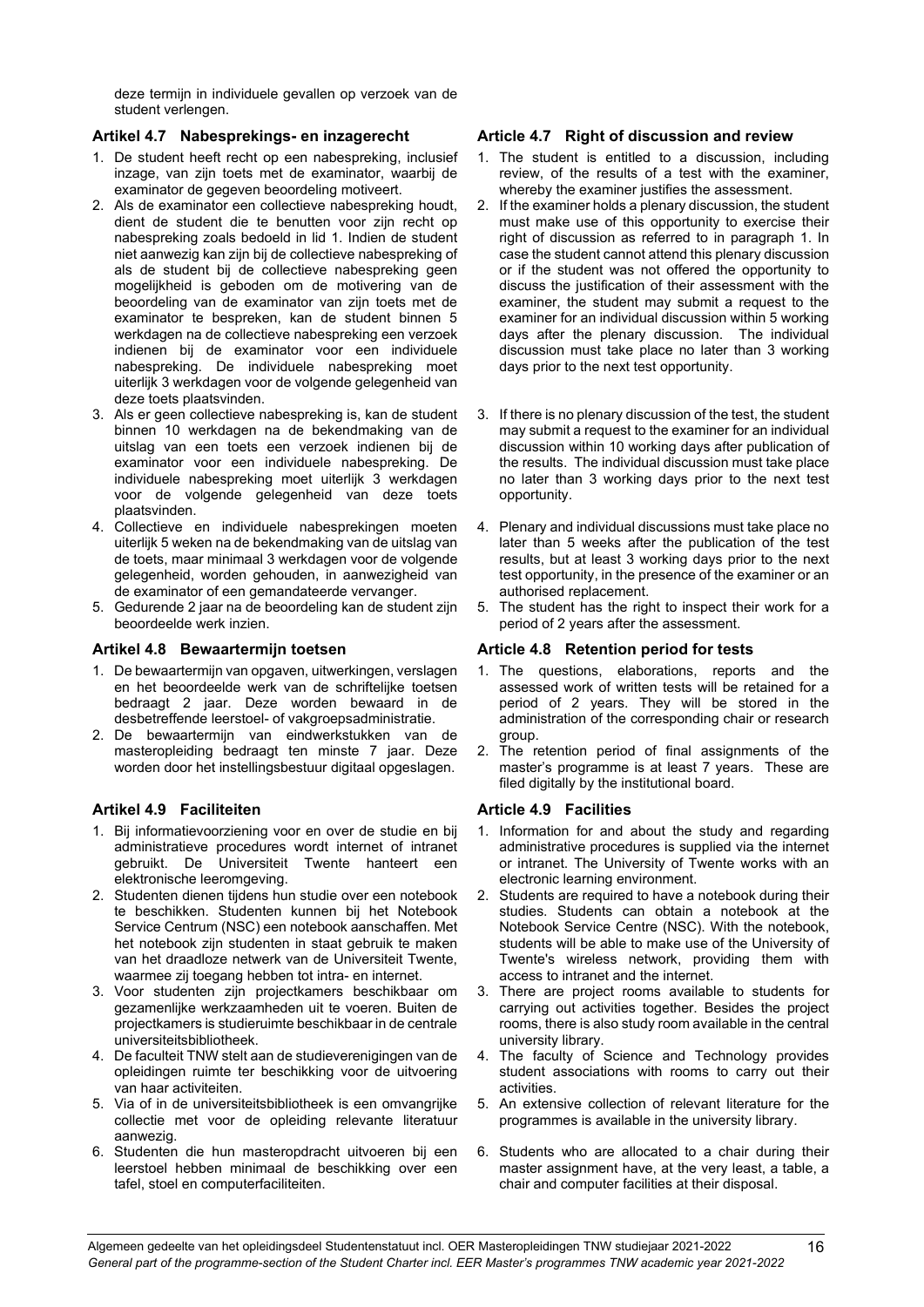deze termijn in individuele gevallen op verzoek van de student verlengen.

### Artikel 4.7 Nabesprekings- en inzagerecht

1. De student heeft recht op een nabespreking, inclusief inzage, van zijn toets met de examinator, waarbij de examinator de gegeven beoordeling motiveert.
2. Als de examinator een collectieve nabespreking houdt, dient de student die te benutten voor zijn recht op nabespreking zoals bedoeld in lid 1. Indien de student niet aanwezig kan zijn bij de collectieve nabespreking of als de student bij de collectieve nabespreking geen mogelijkheid is geboden om de motivering van de beoordeling van de examinator van zijn toets met de examinator te bespreken, kan de student binnen 5 werkdagen na de collectieve nabespreking een verzoek indienen bij de examinator voor een individuele nabespreking. De individuele nabespreking moet uiterlijk 3 werkdagen voor de volgende gelegenheid van deze toets plaatsvinden.
3. Als er geen collectieve nabespreking is, kan de student binnen 10 werkdagen na de bekendmaking van de uitslag van een toets een verzoek indienen bij de examinator voor een individuele nabespreking. De individuele nabespreking moet uiterlijk 3 werkdagen voor de volgende gelegenheid van deze toets plaatsvinden.
4. Collectieve en individuele nabesprekingen moeten uiterlijk 5 weken na de bekendmaking van de uitslag van de toets, maar minimaal 3 werkdagen voor de volgende gelegenheid, worden gehouden, in aanwezigheid van de examinator of een gemandateerde vervanger.
5. Gedurende 2 jaar na de beoordeling kan de student zijn beoordeelde werk inzien.

### Artikel 4.8 Bewaartermijn toetsen

1. De bewaartermijn van opgaven, uitwerkingen, verslagen en het beoordeelde werk van de schriftelijke toetsen bedraagt 2 jaar. Deze worden bewaard in de desbetreffende leerstoel- of vakgroepsadministratie.
2. De bewaartermijn van eindwerkstukken van de masteropleiding bedraagt ten minste 7 jaar. Deze worden door het instellingsbestuur digitaal opgeslagen.

### Artikel 4.9 Faciliteiten

1. Bij informatievoorziening voor en over de studie en bij administratieve procedures wordt internet of intranet gebruikt. De Universiteit Twente hanteert een elektronische leeromgeving.
2. Studenten dienen tijdens hun studie over een notebook te beschikken. Studenten kunnen bij het Notebook Service Centrum (NSC) een notebook aanschaffen. Met het notebook zijn studenten in staat gebruik te maken van het draadloze netwerk van de Universiteit Twente, waarmee zij toegang hebben tot intra- en internet.
3. Voor studenten zijn projectkamers beschikbaar om gezamenlijke werkzaamheden uit te voeren. Buiten de projectkamers is studieruimte beschikbaar in de centrale universiteitsbibliotheek.
4. De faculteit TNW stelt aan de studieverenigingen van de opleidingen ruimte ter beschikking voor de uitvoering van haar activiteiten.
5. Via of in de universiteitsbibliotheek is een omvangrijke collectie met voor de opleiding relevante literatuur aanwezig.
6. Studenten die hun masteropdracht uitvoeren bij een leerstoel hebben minimaal de beschikking over een tafel, stoel en computerfaciliteiten.

### Article 4.7 Right of discussion and review

1. The student is entitled to a discussion, including review, of the results of a test with the examiner, whereby the examiner justifies the assessment.
2. If the examiner holds a plenary discussion, the student must make use of this opportunity to exercise their right of discussion as referred to in paragraph 1. In case the student cannot attend this plenary discussion or if the student was not offered the opportunity to discuss the justification of their assessment with the examiner, the student may submit a request to the examiner for an individual discussion within 5 working days after the plenary discussion. The individual discussion must take place no later than 3 working days prior to the next test opportunity.
3. If there is no plenary discussion of the test, the student may submit a request to the examiner for an individual discussion within 10 working days after publication of the results. The individual discussion must take place no later than 3 working days prior to the next test opportunity.
4. Plenary and individual discussions must take place no later than 5 weeks after the publication of the test results, but at least 3 working days prior to the next test opportunity, in the presence of the examiner or an authorised replacement.
5. The student has the right to inspect their work for a period of 2 years after the assessment.

### Article 4.8 Retention period for tests

1. The questions, elaborations, reports and the assessed work of written tests will be retained for a period of 2 years. They will be stored in the administration of the corresponding chair or research group.
2. The retention period of final assignments of the master's programme is at least 7 years. These are filed digitally by the institutional board.

### Article 4.9 Facilities

1. Information for and about the study and regarding administrative procedures is supplied via the internet or intranet. The University of Twente works with an electronic learning environment.
2. Students are required to have a notebook during their studies. Students can obtain a notebook at the Notebook Service Centre (NSC). With the notebook, students will be able to make use of the University of Twente's wireless network, providing them with access to intranet and the internet.
3. There are project rooms available to students for carrying out activities together. Besides the project rooms, there is also study room available in the central university library.
4. The faculty of Science and Technology provides student associations with rooms to carry out their activities.
5. An extensive collection of relevant literature for the programmes is available in the university library.
6. Students who are allocated to a chair during their master assignment have, at the very least, a table, a chair and computer facilities at their disposal.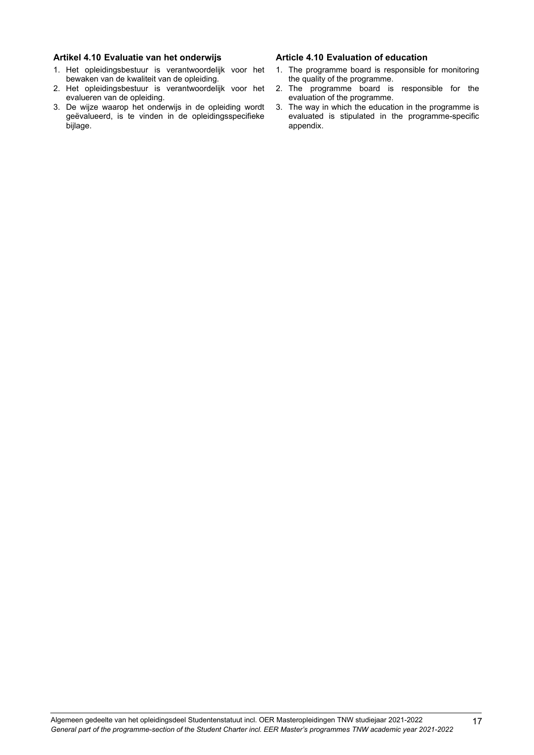### Artikel 4.10 Evaluatie van het onderwijs

1. Het opleidingsbestuur is verantwoordelijk voor het bewaken van de kwaliteit van de opleiding.
2. Het opleidingsbestuur is verantwoordelijk voor het evalueren van de opleiding.
3. De wijze waarop het onderwijs in de opleiding wordt geëvalueerd, is te vinden in de opleidingsspecifieke bijlage.

### Article 4.10 Evaluation of education

1. The programme board is responsible for monitoring the quality of the programme.
2. The programme board is responsible for the evaluation of the programme.
3. The way in which the education in the programme is evaluated is stipulated in the programme-specific appendix.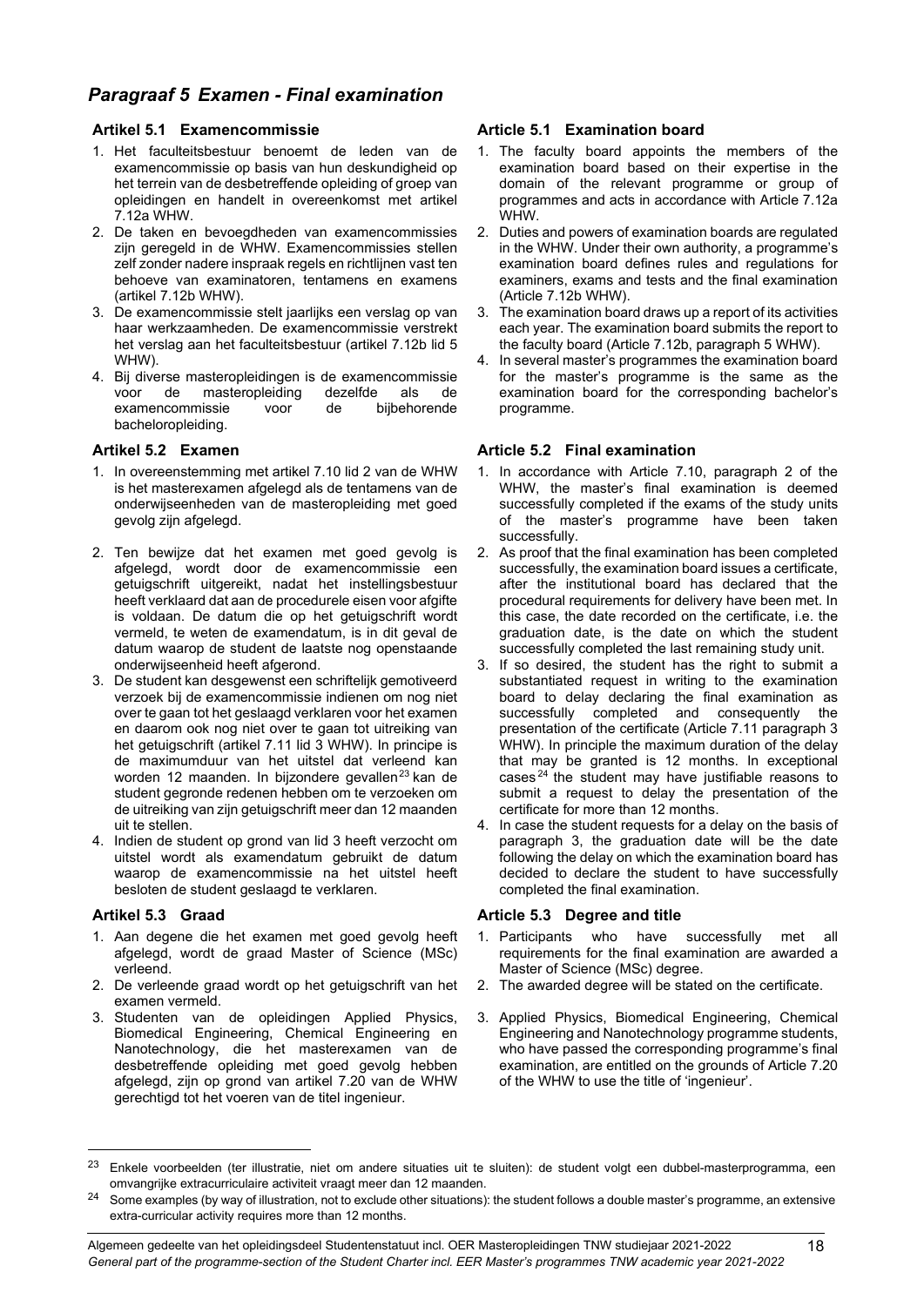## *Paragraaf 5 Examen - Final examination*

### Artikel 5.1 Examencommissie

1. Het faculteitsbestuur benoemt de leden van de examencommissie op basis van hun deskundigheid op het terrein van de desbetreffende opleiding of groep van opleidingen en handelt in overeenkomst met artikel 7.12a WHW.
2. De taken en bevoegdheden van examencommissies zijn geregeld in de WHW. Examencommissies stellen zelf zonder nadere inspraak regels en richtlijnen vast ten behoeve van examinatoren, tentamens en examens (artikel 7.12b WHW).
3. De examencommissie stelt jaarlijks een verslag op van haar werkzaamheden. De examencommissie verstrekt het verslag aan het faculteitsbestuur (artikel 7.12b lid 5 WHW).
4. Bij diverse masteropleidingen is de examencommissie voor de masteropleiding dezelfde als de examencommissie voor de bijbehorende bacheloropleiding.

### Article 5.1 Examination board

1. The faculty board appoints the members of the examination board based on their expertise in the domain of the relevant programme or group of programmes and acts in accordance with Article 7.12a WHW.
2. Duties and powers of examination boards are regulated in the WHW. Under their own authority, a programme's examination board defines rules and regulations for examiners, exams and tests and the final examination (Article 7.12b WHW).
3. The examination board draws up a report of its activities each year. The examination board submits the report to the faculty board (Article 7.12b, paragraph 5 WHW).
4. In several master's programmes the examination board for the master's programme is the same as the examination board for the corresponding bachelor's programme.

### Artikel 5.2 Examen

1. In overeenstemming met artikel 7.10 lid 2 van de WHW is het masterexamen afgelegd als de tentamens van de onderwijseenheden van de masteropleiding met goed gevolg zijn afgelegd.
2. Ten bewijze dat het examen met goed gevolg is afgelegd, wordt door de examencommissie een getuigschrift uitgereikt, nadat het instellingsbestuur heeft verklaard dat aan de procedurele eisen voor afgifte is voldaan. De datum die op het getuigschrift wordt vermeld, te weten de examendatum, is in dit geval de datum waarop de student de laatste nog openstaande onderwijseenheid heeft afgerond.
3. De student kan desgewenst een schriftelijk gemotiveerd verzoek bij de examencommissie indienen om nog niet over te gaan tot het geslaagd verklaren voor het examen en daarom ook nog niet over te gaan tot uitreiking van het getuigschrift (artikel 7.11 lid 3 WHW). In principe is de maximumduur van het uitstel dat verleend kan worden 12 maanden. In bijzondere gevallen[23] kan de student gegronde redenen hebben om te verzoeken om de uitreiking van zijn getuigschrift meer dan 12 maanden uit te stellen.
4. Indien de student op grond van lid 3 heeft verzocht om uitstel wordt als examendatum gebruikt de datum waarop de examencommissie na het uitstel heeft besloten de student geslaagd te verklaren.

### Article 5.2 Final examination

1. In accordance with Article 7.10, paragraph 2 of the WHW, the master's final examination is deemed successfully completed if the exams of the study units of the master's programme have been taken successfully.
2. As proof that the final examination has been completed successfully, the examination board issues a certificate, after the institutional board has declared that the procedural requirements for delivery have been met. In this case, the date recorded on the certificate, i.e. the graduation date, is the date on which the student successfully completed the last remaining study unit.
3. If so desired, the student has the right to submit a substantiated request in writing to the examination board to delay declaring the final examination as successfully completed and consequently the presentation of the certificate (Article 7.11 paragraph 3 WHW). In principle the maximum duration of the delay that may be granted is 12 months. In exceptional cases[24] the student may have justifiable reasons to submit a request to delay the presentation of the certificate for more than 12 months.
4. In case the student requests for a delay on the basis of paragraph 3, the graduation date will be the date following the delay on which the examination board has decided to declare the student to have successfully completed the final examination.

### Artikel 5.3 Graad

1. Aan degene die het examen met goed gevolg heeft afgelegd, wordt de graad Master of Science (MSc) verleend.
2. De verleende graad wordt op het getuigschrift van het examen vermeld.
3. Studenten van de opleidingen Applied Physics, Biomedical Engineering, Chemical Engineering en Nanotechnology, die het masterexamen van de desbetreffende opleiding met goed gevolg hebben afgelegd, zijn op grond van artikel 7.20 van de WHW gerechtigd tot het voeren van de titel ingenieur.

### Article 5.3 Degree and title

1. Participants who have successfully met all requirements for the final examination are awarded a Master of Science (MSc) degree.
2. The awarded degree will be stated on the certificate.
3. Applied Physics, Biomedical Engineering, Chemical Engineering and Nanotechnology programme students, who have passed the corresponding programme's final examination, are entitled on the grounds of Article 7.20 of the WHW to use the title of 'ingenieur'.

---

[23] Enkele voorbeelden (ter illustratie, niet om andere situaties uit te sluiten): de student volgt een dubbel-masterprogramma, een omvangrijke extracurriculaire activiteit vraagt meer dan 12 maanden.

[24] Some examples (by way of illustration, not to exclude other situations): the student follows a double master's programme, an extensive extra-curricular activity requires more than 12 months.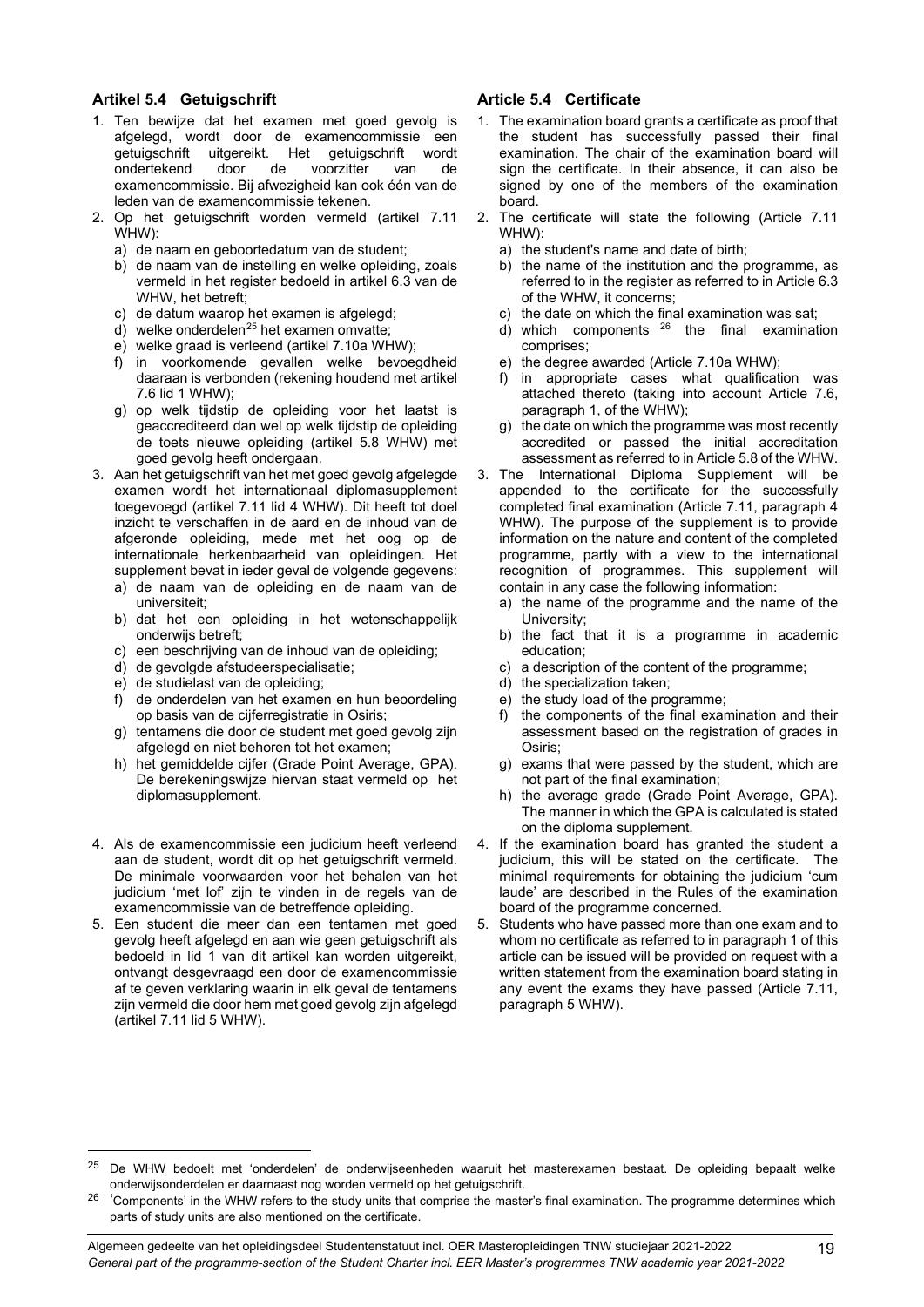### Artikel 5.4 Getuigschrift

1. Ten bewijze dat het examen met goed gevolg is afgelegd, wordt door de examencommissie een getuigschrift uitgereikt. Het getuigschrift wordt ondertekend door de voorzitter van de examencommissie. Bij afwezigheid kan ook één van de leden van de examencommissie tekenen.
2. Op het getuigschrift worden vermeld (artikel 7.11 WHW):
   a) de naam en geboortedatum van de student;
   b) de naam van de instelling en welke opleiding, zoals vermeld in het register bedoeld in artikel 6.3 van de WHW, het betreft;
   c) de datum waarop het examen is afgelegd;
   d) welke onderdelen[25] het examen omvatte;
   e) welke graad is verleend (artikel 7.10a WHW);
   f) in voorkomende gevallen welke bevoegdheid daaraan is verbonden (rekening houdend met artikel 7.6 lid 1 WHW);
   g) op welk tijdstip de opleiding voor het laatst is geaccrediteerd dan wel op welk tijdstip de opleiding de toets nieuwe opleiding (artikel 5.8 WHW) met goed gevolg heeft ondergaan.
3. Aan het getuigschrift van het met goed gevolg afgelegde examen wordt het internationaal diplomasupplement toegevoegd (artikel 7.11 lid 4 WHW). Dit heeft tot doel inzicht te verschaffen in de aard en de inhoud van de afgeronde opleiding, mede met het oog op de internationale herkenbaarheid van opleidingen. Het supplement bevat in ieder geval de volgende gegevens:
   a) de naam van de opleiding en de naam van de universiteit;
   b) dat het een opleiding in het wetenschappelijk onderwijs betreft;
   c) een beschrijving van de inhoud van de opleiding;
   d) de gevolgde afstudeerspecialisatie;
   e) de studielast van de opleiding;
   f) de onderdelen van het examen en hun beoordeling op basis van de cijferregistratie in Osiris;
   g) tentamens die door de student met goed gevolg zijn afgelegd en niet behoren tot het examen;
   h) het gemiddelde cijfer (Grade Point Average, GPA). De berekeningswijze hiervan staat vermeld op het diplomasupplement.
4. Als de examencommissie een judicium heeft verleend aan de student, wordt dit op het getuigschrift vermeld. De minimale voorwaarden voor het behalen van het judicium 'met lof' zijn te vinden in de regels van de examencommissie van de betreffende opleiding.
5. Een student die meer dan een tentamen met goed gevolg heeft afgelegd en aan wie geen getuigschrift als bedoeld in lid 1 van dit artikel kan worden uitgereikt, ontvangt desgevraagd een door de examencommissie af te geven verklaring waarin in elk geval de tentamens zijn vermeld die door hem met goed gevolg zijn afgelegd (artikel 7.11 lid 5 WHW).

### Article 5.4 Certificate

1. The examination board grants a certificate as proof that the student has successfully passed their final examination. The chair of the examination board will sign the certificate. In their absence, it can also be signed by one of the members of the examination board.
2. The certificate will state the following (Article 7.11 WHW):
   a) the student's name and date of birth;
   b) the name of the institution and the programme, as referred to in the register as referred to in Article 6.3 of the WHW, it concerns;
   c) the date on which the final examination was sat;
   d) which components [26] the final examination comprises;
   e) the degree awarded (Article 7.10a WHW);
   f) in appropriate cases what qualification was attached thereto (taking into account Article 7.6, paragraph 1, of the WHW);
   g) the date on which the programme was most recently accredited or passed the initial accreditation assessment as referred to in Article 5.8 of the WHW.
3. The International Diploma Supplement will be appended to the certificate for the successfully completed final examination (Article 7.11, paragraph 4 WHW). The purpose of the supplement is to provide information on the nature and content of the completed programme, partly with a view to the international recognition of programmes. This supplement will contain in any case the following information:
   a) the name of the programme and the name of the University;
   b) the fact that it is a programme in academic education;
   c) a description of the content of the programme;
   d) the specialization taken;
   e) the study load of the programme;
   f) the components of the final examination and their assessment based on the registration of grades in Osiris;
   g) exams that were passed by the student, which are not part of the final examination;
   h) the average grade (Grade Point Average, GPA). The manner in which the GPA is calculated is stated on the diploma supplement.
4. If the examination board has granted the student a judicium, this will be stated on the certificate. The minimal requirements for obtaining the judicium 'cum laude' are described in the Rules of the examination board of the programme concerned.
5. Students who have passed more than one exam and to whom no certificate as referred to in paragraph 1 of this article can be issued will be provided on request with a written statement from the examination board stating in any event the exams they have passed (Article 7.11, paragraph 5 WHW).

---

[25] De WHW bedoelt met 'onderdelen' de onderwijseenheden waaruit het masterexamen bestaat. De opleiding bepaalt welke onderwijsonderdelen er daarnaast nog worden vermeld op het getuigschrift.

[26] 'Components' in the WHW refers to the study units that comprise the master's final examination. The programme determines which parts of study units are also mentioned on the certificate.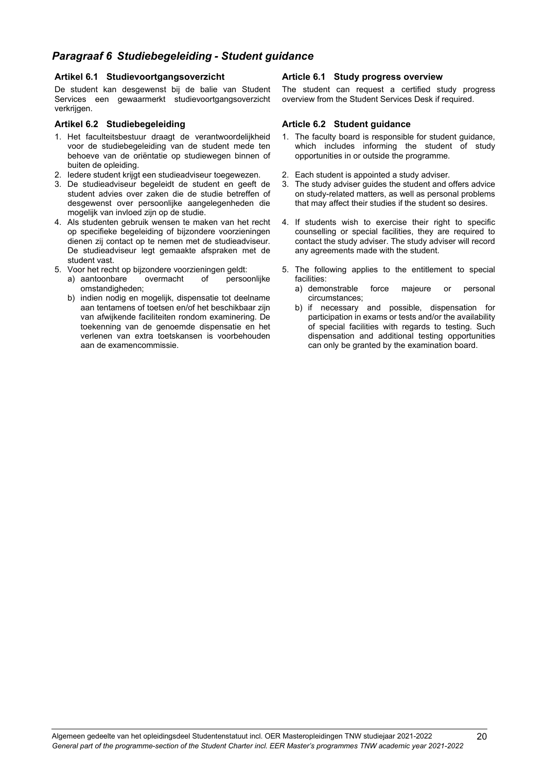## *Paragraaf 6 Studiebegeleiding - Student guidance*

### Artikel 6.1 Studievoortgangsoverzicht

De student kan desgewenst bij de balie van Student Services een gewaarmerkt studievoortgangsoverzicht verkrijgen.

### Artikel 6.2 Studiebegeleiding

1. Het faculteitsbestuur draagt de verantwoordelijkheid voor de studiebegeleiding van de student mede ten behoeve van de oriëntatie op studiewegen binnen of buiten de opleiding.
2. Iedere student krijgt een studieadviseur toegewezen.
3. De studieadviseur begeleidt de student en geeft de student advies over zaken die de studie betreffen of desgewenst over persoonlijke aangelegenheden die mogelijk van invloed zijn op de studie.
4. Als studenten gebruik wensen te maken van het recht op specifieke begeleiding of bijzondere voorzieningen dienen zij contact op te nemen met de studieadviseur. De studieadviseur legt gemaakte afspraken met de student vast.
5. Voor het recht op bijzondere voorzieningen geldt:
   a) aantoonbare overmacht of persoonlijke omstandigheden;
   b) indien nodig en mogelijk, dispensatie tot deelname aan tentamens of toetsen en/of het beschikbaar zijn van afwijkende faciliteiten rondom examinering. De toekenning van de genoemde dispensatie en het verlenen van extra toetskansen is voorbehouden aan de examencommissie.

### Article 6.1 Study progress overview

The student can request a certified study progress overview from the Student Services Desk if required.

### Article 6.2 Student guidance

1. The faculty board is responsible for student guidance, which includes informing the student of study opportunities in or outside the programme.
2. Each student is appointed a study adviser.
3. The study adviser guides the student and offers advice on study-related matters, as well as personal problems that may affect their studies if the student so desires.
4. If students wish to exercise their right to specific counselling or special facilities, they are required to contact the study adviser. The study adviser will record any agreements made with the student.
5. The following applies to the entitlement to special facilities:
   a) demonstrable force majeure or personal circumstances;
   b) if necessary and possible, dispensation for participation in exams or tests and/or the availability of special facilities with regards to testing. Such dispensation and additional testing opportunities can only be granted by the examination board.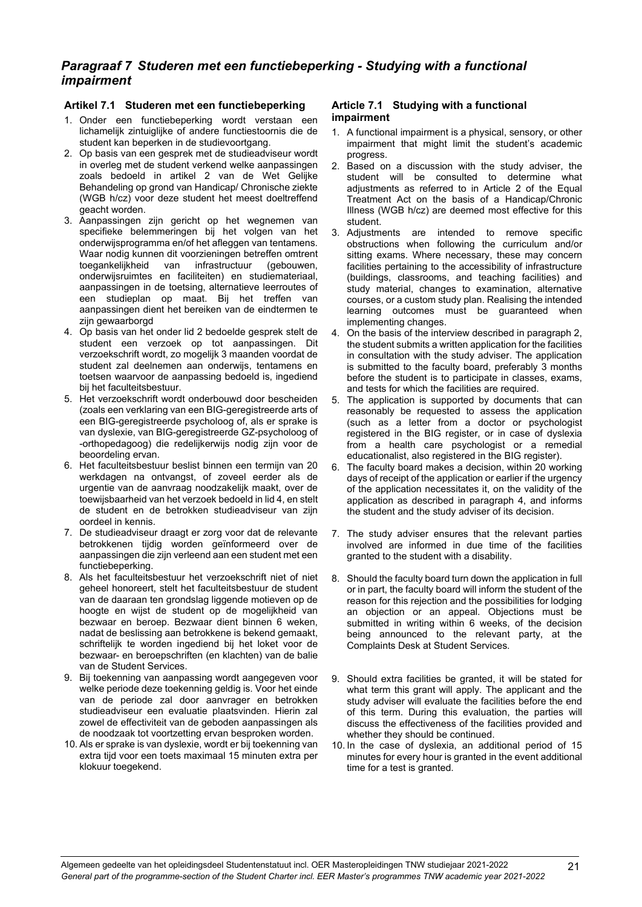## *Paragraaf 7 Studeren met een functiebeperking - Studying with a functional impairment*

### Artikel 7.1 Studeren met een functiebeperking

1. Onder een functiebeperking wordt verstaan een lichamelijk zintuiglijke of andere functiestoornis die de student kan beperken in de studievoortgang.
2. Op basis van een gesprek met de studieadviseur wordt in overleg met de student verkend welke aanpassingen zoals bedoeld in artikel 2 van de Wet Gelijke Behandeling op grond van Handicap/ Chronische ziekte (WGB h/cz) voor deze student het meest doeltreffend geacht worden.
3. Aanpassingen zijn gericht op het wegnemen van specifieke belemmeringen bij het volgen van het onderwijsprogramma en/of het afleggen van tentamens. Waar nodig kunnen dit voorzieningen betreffen omtrent toegankelijkheid van infrastructuur (gebouwen, onderwijsruimtes en faciliteiten) en studiemateriaal, aanpassingen in de toetsing, alternatieve leerroutes of een studieplan op maat. Bij het treffen van aanpassingen dient het bereiken van de eindtermen te zijn gewaarborgd
4. Op basis van het onder lid 2 bedoelde gesprek stelt de student een verzoek op tot aanpassingen. Dit verzoekschrift wordt, zo mogelijk 3 maanden voordat de student zal deelnemen aan onderwijs, tentamens en toetsen waarvoor de aanpassing bedoeld is, ingediend bij het faculteitsbestuur.
5. Het verzoekschrift wordt onderbouwd door bescheiden (zoals een verklaring van een BIG-geregistreerde arts of een BIG-geregistreerde psycholoog of, als er sprake is van dyslexie, van BIG-geregistreerde GZ-psycholoog of -orthopedagoog) die redelijkerwijs nodig zijn voor de beoordeling ervan.
6. Het faculteitsbestuur beslist binnen een termijn van 20 werkdagen na ontvangst, of zoveel eerder als de urgentie van de aanvraag noodzakelijk maakt, over de toewijsbaarheid van het verzoek bedoeld in lid 4, en stelt de student en de betrokken studieadviseur van zijn oordeel in kennis.
7. De studieadviseur draagt er zorg voor dat de relevante betrokkenen tijdig worden geïnformeerd over de aanpassingen die zijn verleend aan een student met een functiebeperking.
8. Als het faculteitsbestuur het verzoekschrift niet of niet geheel honoreert, stelt het faculteitsbestuur de student van de daaraan ten grondslag liggende motieven op de hoogte en wijst de student op de mogelijkheid van bezwaar en beroep. Bezwaar dient binnen 6 weken, nadat de beslissing aan betrokkene is bekend gemaakt, schriftelijk te worden ingediend bij het loket voor de bezwaar- en beroepschriften (en klachten) van de balie van de Student Services.
9. Bij toekenning van aanpassing wordt aangegeven voor welke periode deze toekenning geldig is. Voor het einde van de periode zal door aanvrager en betrokken studieadviseur een evaluatie plaatsvinden. Hierin zal zowel de effectiviteit van de geboden aanpassingen als de noodzaak tot voortzetting ervan besproken worden.
10. Als er sprake is van dyslexie, wordt er bij toekenning van extra tijd voor een toets maximaal 15 minuten extra per klokuur toegekend.

### Article 7.1 Studying with a functional impairment

1. A functional impairment is a physical, sensory, or other impairment that might limit the student's academic progress.
2. Based on a discussion with the study adviser, the student will be consulted to determine what adjustments as referred to in Article 2 of the Equal Treatment Act on the basis of a Handicap/Chronic Illness (WGB h/cz) are deemed most effective for this student.
3. Adjustments are intended to remove specific obstructions when following the curriculum and/or sitting exams. Where necessary, these may concern facilities pertaining to the accessibility of infrastructure (buildings, classrooms, and teaching facilities) and study material, changes to examination, alternative courses, or a custom study plan. Realising the intended learning outcomes must be guaranteed when implementing changes.
4. On the basis of the interview described in paragraph 2, the student submits a written application for the facilities in consultation with the study adviser. The application is submitted to the faculty board, preferably 3 months before the student is to participate in classes, exams, and tests for which the facilities are required.
5. The application is supported by documents that can reasonably be requested to assess the application (such as a letter from a doctor or psychologist registered in the BIG register, or in case of dyslexia from a health care psychologist or a remedial educationalist, also registered in the BIG register).
6. The faculty board makes a decision, within 20 working days of receipt of the application or earlier if the urgency of the application necessitates it, on the validity of the application as described in paragraph 4, and informs the student and the study adviser of its decision.
7. The study adviser ensures that the relevant parties involved are informed in due time of the facilities granted to the student with a disability.
8. Should the faculty board turn down the application in full or in part, the faculty board will inform the student of the reason for this rejection and the possibilities for lodging an objection or an appeal. Objections must be submitted in writing within 6 weeks, of the decision being announced to the relevant party, at the Complaints Desk at Student Services.
9. Should extra facilities be granted, it will be stated for what term this grant will apply. The applicant and the study adviser will evaluate the facilities before the end of this term. During this evaluation, the parties will discuss the effectiveness of the facilities provided and whether they should be continued.
10. In the case of dyslexia, an additional period of 15 minutes for every hour is granted in the event additional time for a test is granted.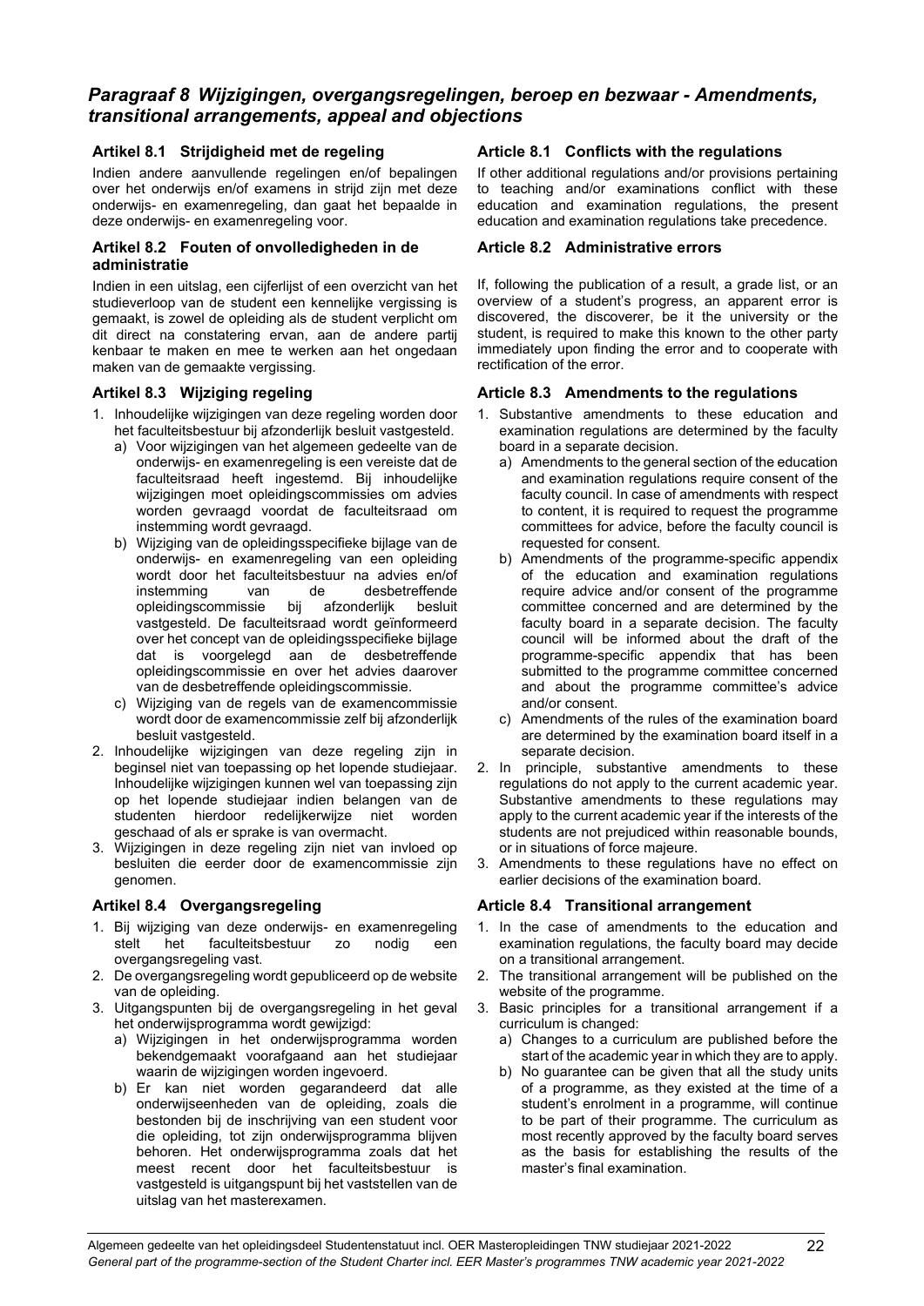## *Paragraaf 8 Wijzigingen, overgangsregelingen, beroep en bezwaar - Amendments, transitional arrangements, appeal and objections*

### Artikel 8.1 Strijdigheid met de regeling

Indien andere aanvullende regelingen en/of bepalingen over het onderwijs en/of examens in strijd zijn met deze onderwijs- en examenregeling, dan gaat het bepaalde in deze onderwijs- en examenregeling voor.

### Artikel 8.2 Fouten of onvolledigheden in de administratie

Indien in een uitslag, een cijferlijst of een overzicht van het studieverloop van de student een kennelijke vergissing is gemaakt, is zowel de opleiding als de student verplicht om dit direct na constatering ervan, aan de andere partij kenbaar te maken en mee te werken aan het ongedaan maken van de gemaakte vergissing.

### Artikel 8.3 Wijziging regeling

1. Inhoudelijke wijzigingen van deze regeling worden door het faculteitsbestuur bij afzonderlijk besluit vastgesteld.
   a) Voor wijzigingen van het algemeen gedeelte van de onderwijs- en examenregeling is een vereiste dat de faculteitsraad heeft ingestemd. Bij inhoudelijke wijzigingen moet opleidingscommissies om advies worden gevraagd voordat de faculteitsraad om instemming wordt gevraagd.
   b) Wijziging van de opleidingsspecifieke bijlage van de onderwijs- en examenregeling van een opleiding wordt door het faculteitsbestuur na advies en/of instemming van de desbetreffende opleidingscommissie bij afzonderlijk besluit vastgesteld. De faculteitsraad wordt geïnformeerd over het concept van de opleidingsspecifieke bijlage dat is voorgelegd aan de desbetreffende opleidingscommissie en over het advies daarover van de desbetreffende opleidingscommissie.
   c) Wijziging van de regels van de examencommissie wordt door de examencommissie zelf bij afzonderlijk besluit vastgesteld.
2. Inhoudelijke wijzigingen van deze regeling zijn in beginsel niet van toepassing op het lopende studiejaar. Inhoudelijke wijzigingen kunnen wel van toepassing zijn op het lopende studiejaar indien belangen van de studenten hierdoor redelijkerwijze niet worden geschaad of als er sprake is van overmacht.
3. Wijzigingen in deze regeling zijn niet van invloed op besluiten die eerder door de examencommissie zijn genomen.

### Artikel 8.4 Overgangsregeling

1. Bij wijziging van deze onderwijs- en examenregeling stelt het faculteitsbestuur zo nodig een overgangsregeling vast.
2. De overgangsregeling wordt gepubliceerd op de website van de opleiding.
3. Uitgangspunten bij de overgangsregeling in het geval het onderwijsprogramma wordt gewijzigd:
   a) Wijzigingen in het onderwijsprogramma worden bekendgemaakt voorafgaand aan het studiejaar waarin de wijzigingen worden ingevoerd.
   b) Er kan niet worden gegarandeerd dat alle onderwijseenheden van de opleiding, zoals die bestonden bij de inschrijving van een student voor die opleiding, tot zijn onderwijsprogramma blijven behoren. Het onderwijsprogramma zoals dat het meest recent door het faculteitsbestuur is vastgesteld is uitgangspunt bij het vaststellen van de uitslag van het masterexamen.

### Article 8.1 Conflicts with the regulations

If other additional regulations and/or provisions pertaining to teaching and/or examinations conflict with these education and examination regulations, the present education and examination regulations take precedence.

### Article 8.2 Administrative errors

If, following the publication of a result, a grade list, or an overview of a student's progress, an apparent error is discovered, the discoverer, be it the university or the student, is required to make this known to the other party immediately upon finding the error and to cooperate with rectification of the error.

### Article 8.3 Amendments to the regulations

1. Substantive amendments to these education and examination regulations are determined by the faculty board in a separate decision.
   a) Amendments to the general section of the education and examination regulations require consent of the faculty council. In case of amendments with respect to content, it is required to request the programme committees for advice, before the faculty council is requested for consent.
   b) Amendments of the programme-specific appendix of the education and examination regulations require advice and/or consent of the programme committee concerned and are determined by the faculty board in a separate decision. The faculty council will be informed about the draft of the programme-specific appendix that has been submitted to the programme committee concerned and about the programme committee's advice and/or consent.
   c) Amendments of the rules of the examination board are determined by the examination board itself in a separate decision.
2. In principle, substantive amendments to these regulations do not apply to the current academic year. Substantive amendments to these regulations may apply to the current academic year if the interests of the students are not prejudiced within reasonable bounds, or in situations of force majeure.
3. Amendments to these regulations have no effect on earlier decisions of the examination board.

### Article 8.4 Transitional arrangement

1. In the case of amendments to the education and examination regulations, the faculty board may decide on a transitional arrangement.
2. The transitional arrangement will be published on the website of the programme.
3. Basic principles for a transitional arrangement if a curriculum is changed:
   a) Changes to a curriculum are published before the start of the academic year in which they are to apply.
   b) No guarantee can be given that all the study units of a programme, as they existed at the time of a student's enrolment in a programme, will continue to be part of their programme. The curriculum as most recently approved by the faculty board serves as the basis for establishing the results of the master's final examination.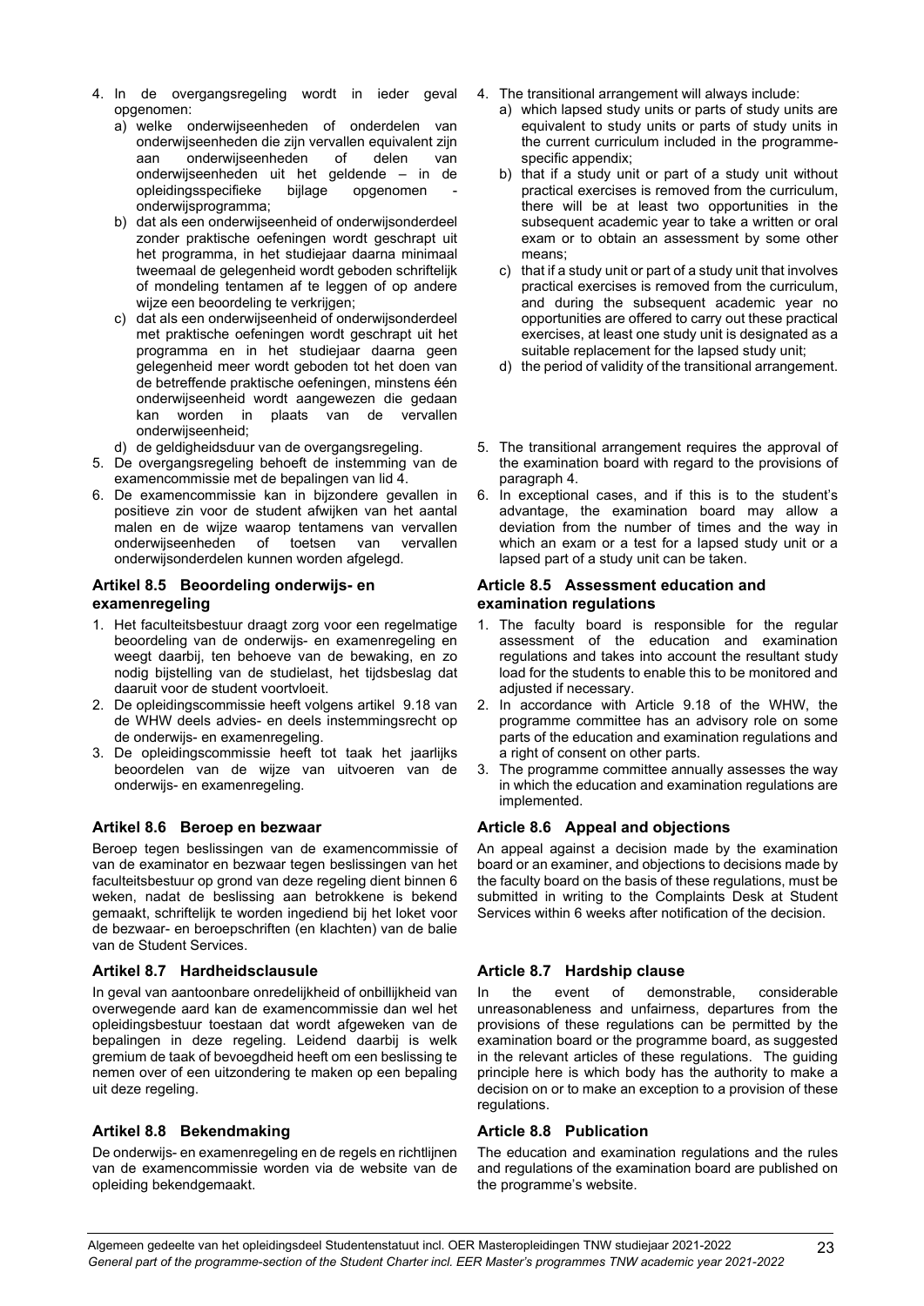4. In de overgangsregeling wordt in ieder geval opgenomen:
   a) welke onderwijseenheden of onderdelen van onderwijseenheden die zijn vervallen equivalent zijn aan onderwijseenheden of delen van onderwijseenheden uit het geldende – in de opleidingsspecifieke bijlage opgenomen - onderwijsprogramma;
   b) dat als een onderwijseenheid of onderwijsonderdeel zonder praktische oefeningen wordt geschrapt uit het programma, in het studiejaar daarna minimaal tweemaal de gelegenheid wordt geboden schriftelijk of mondeling tentamen af te leggen of op andere wijze een beoordeling te verkrijgen;
   c) dat als een onderwijseenheid of onderwijsonderdeel met praktische oefeningen wordt geschrapt uit het programma en in het studiejaar daarna geen gelegenheid meer wordt geboden tot het doen van de betreffende praktische oefeningen, minstens één onderwijseenheid wordt aangewezen die gedaan kan worden in plaats van de vervallen onderwijseenheid;
   d) de geldigheidsduur van de overgangsregeling.
5. De overgangsregeling behoeft de instemming van de examencommissie met de bepalingen van lid 4.
6. De examencommissie kan in bijzondere gevallen in positieve zin voor de student afwijken van het aantal malen en de wijze waarop tentamens van vervallen onderwijseenheden of toetsen van vervallen onderwijsonderdelen kunnen worden afgelegd.

### Artikel 8.5 Beoordeling onderwijs- en examenregeling

1. Het faculteitsbestuur draagt zorg voor een regelmatige beoordeling van de onderwijs- en examenregeling en weegt daarbij, ten behoeve van de bewaking, en zo nodig bijstelling van de studielast, het tijdsbeslag dat daaruit voor de student voortvloeit.
2. De opleidingscommissie heeft volgens artikel 9.18 van de WHW deels advies- en deels instemmingsrecht op de onderwijs- en examenregeling.
3. De opleidingscommissie heeft tot taak het jaarlijks beoordelen van de wijze van uitvoeren van de onderwijs- en examenregeling.

### Artikel 8.6 Beroep en bezwaar

Beroep tegen beslissingen van de examencommissie of van de examinator en bezwaar tegen beslissingen van het faculteitsbestuur op grond van deze regeling dient binnen 6 weken, nadat de beslissing aan betrokkene is bekend gemaakt, schriftelijk te worden ingediend bij het loket voor de bezwaar- en beroepschriften (en klachten) van de balie van de Student Services.

### Artikel 8.7 Hardheidsclausule

In geval van aantoonbare onredelijkheid of onbillijkheid van overwegende aard kan de examencommissie dan wel het opleidingsbestuur toestaan dat wordt afgeweken van de bepalingen in deze regeling. Leidend daarbij is welk gremium de taak of bevoegdheid heeft om een beslissing te nemen over of een uitzondering te maken op een bepaling uit deze regeling.

### Artikel 8.8 Bekendmaking

De onderwijs- en examenregeling en de regels en richtlijnen van de examencommissie worden via de website van de opleiding bekendgemaakt.

4. The transitional arrangement will always include:
   a) which lapsed study units or parts of study units are equivalent to study units or parts of study units in the current curriculum included in the programme-specific appendix;
   b) that if a study unit or part of a study unit without practical exercises is removed from the curriculum, there will be at least two opportunities in the subsequent academic year to take a written or oral exam or to obtain an assessment by some other means;
   c) that if a study unit or part of a study unit that involves practical exercises is removed from the curriculum, and during the subsequent academic year no opportunities are offered to carry out these practical exercises, at least one study unit is designated as a suitable replacement for the lapsed study unit;
   d) the period of validity of the transitional arrangement.
5. The transitional arrangement requires the approval of the examination board with regard to the provisions of paragraph 4.
6. In exceptional cases, and if this is to the student's advantage, the examination board may allow a deviation from the number of times and the way in which an exam or a test for a lapsed study unit or a lapsed part of a study unit can be taken.

### Article 8.5 Assessment education and examination regulations

1. The faculty board is responsible for the regular assessment of the education and examination regulations and takes into account the resultant study load for the students to enable this to be monitored and adjusted if necessary.
2. In accordance with Article 9.18 of the WHW, the programme committee has an advisory role on some parts of the education and examination regulations and a right of consent on other parts.
3. The programme committee annually assesses the way in which the education and examination regulations are implemented.

### Article 8.6 Appeal and objections

An appeal against a decision made by the examination board or an examiner, and objections to decisions made by the faculty board on the basis of these regulations, must be submitted in writing to the Complaints Desk at Student Services within 6 weeks after notification of the decision.

### Article 8.7 Hardship clause

In the event of demonstrable, considerable unreasonableness and unfairness, departures from the provisions of these regulations can be permitted by the examination board or the programme board, as suggested in the relevant articles of these regulations. The guiding principle here is which body has the authority to make a decision on or to make an exception to a provision of these regulations.

### Article 8.8 Publication

The education and examination regulations and the rules and regulations of the examination board are published on the programme's website.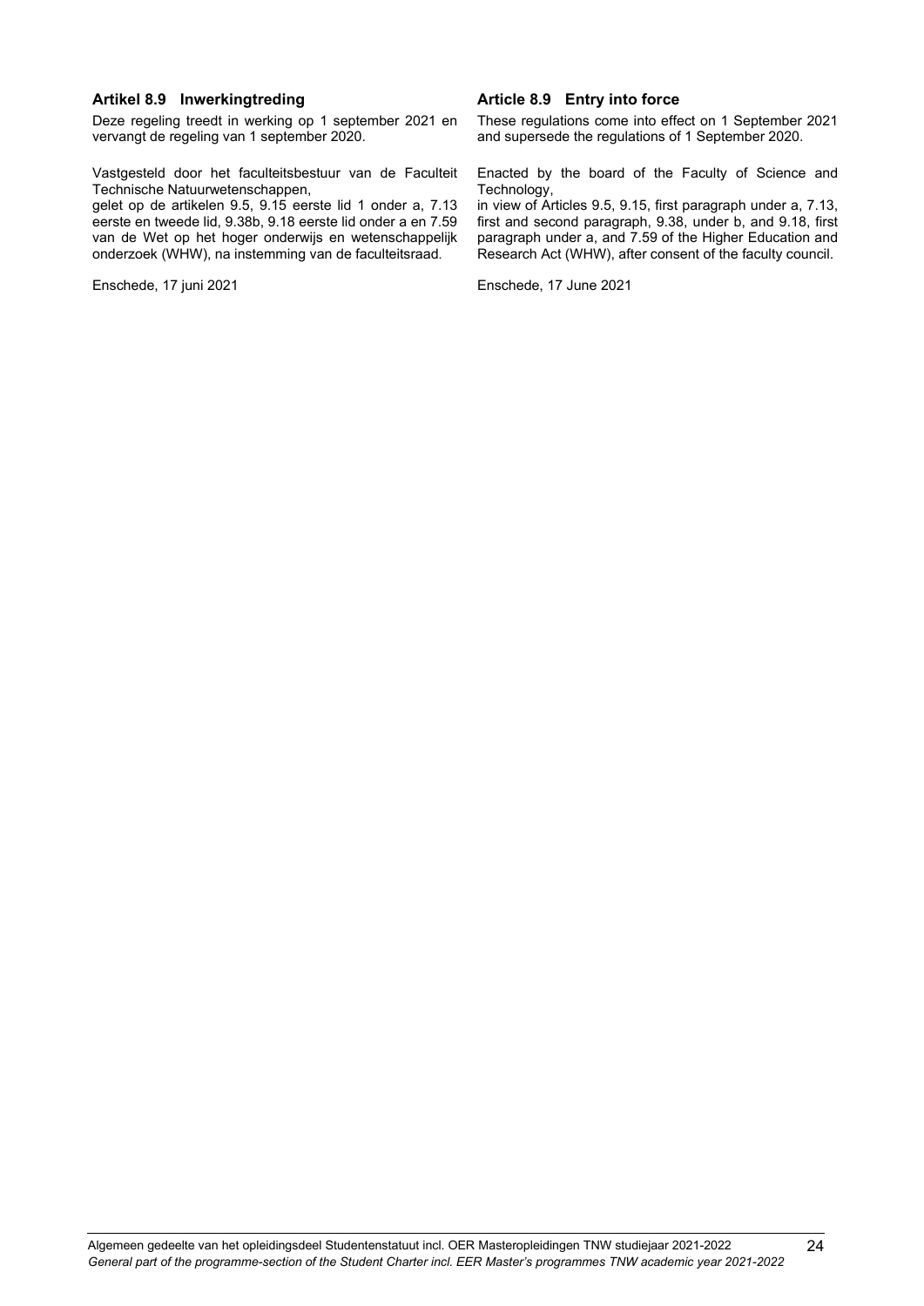### Artikel 8.9 Inwerkingtreding

Deze regeling treedt in werking op 1 september 2021 en vervangt de regeling van 1 september 2020.

Vastgesteld door het faculteitsbestuur van de Faculteit Technische Natuurwetenschappen,
gelet op de artikelen 9.5, 9.15 eerste lid 1 onder a, 7.13 eerste en tweede lid, 9.38b, 9.18 eerste lid onder a en 7.59 van de Wet op het hoger onderwijs en wetenschappelijk onderzoek (WHW), na instemming van de faculteitsraad.

Enschede, 17 juni 2021

### Article 8.9 Entry into force

These regulations come into effect on 1 September 2021 and supersede the regulations of 1 September 2020.

Enacted by the board of the Faculty of Science and Technology,
in view of Articles 9.5, 9.15, first paragraph under a, 7.13, first and second paragraph, 9.38, under b, and 9.18, first paragraph under a, and 7.59 of the Higher Education and Research Act (WHW), after consent of the faculty council.

Enschede, 17 June 2021